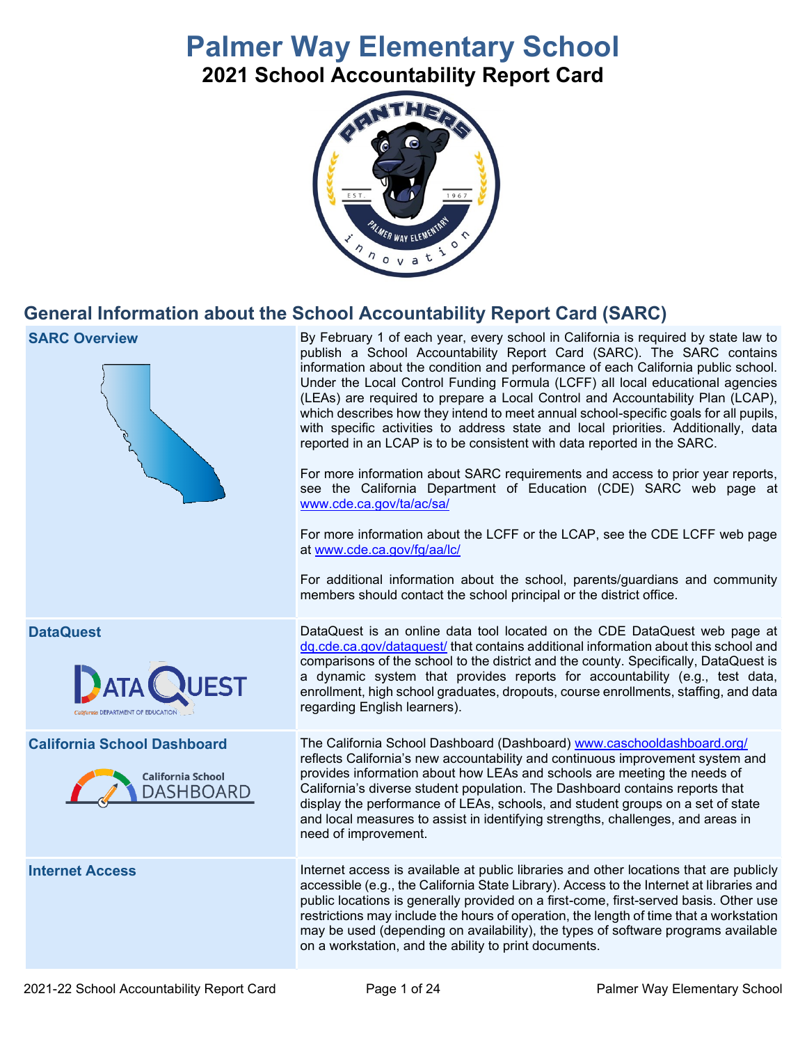# Palmer Way Elementary School

## 2021 School Accountability Report Card

## General Information about the School Accountability Report Card (SARC)

| | |
|---|---|
| **SARC Overview** | By February 1 of each year, every school in California is required by state law to publish a School Accountability Report Card (SARC). The SARC contains information about the condition and performance of each California public school. Under the Local Control Funding Formula (LCFF) all local educational agencies (LEAs) are required to prepare a Local Control and Accountability Plan (LCAP), which describes how they intend to meet annual school-specific goals for all pupils, with specific activities to address state and local priorities. Additionally, data reported in an LCAP is to be consistent with data reported in the SARC.<br><br>For more information about SARC requirements and access to prior year reports, see the California Department of Education (CDE) SARC web page at www.cde.ca.gov/ta/ac/sa/<br><br>For more information about the LCFF or the LCAP, see the CDE LCFF web page at www.cde.ca.gov/fg/aa/lc/<br><br>For additional information about the school, parents/guardians and community members should contact the school principal or the district office. |
| **DataQuest** | DataQuest is an online data tool located on the CDE DataQuest web page at dq.cde.ca.gov/dataquest/ that contains additional information about this school and comparisons of the school to the district and the county. Specifically, DataQuest is a dynamic system that provides reports for accountability (e.g., test data, enrollment, high school graduates, dropouts, course enrollments, staffing, and data regarding English learners). |
| **California School Dashboard** | The California School Dashboard (Dashboard) www.caschooldashboard.org/ reflects California's new accountability and continuous improvement system and provides information about how LEAs and schools are meeting the needs of California's diverse student population. The Dashboard contains reports that display the performance of LEAs, schools, and student groups on a set of state and local measures to assist in identifying strengths, challenges, and areas in need of improvement. |
| **Internet Access** | Internet access is available at public libraries and other locations that are publicly accessible (e.g., the California State Library). Access to the Internet at libraries and public locations is generally provided on a first-come, first-served basis. Other use restrictions may include the hours of operation, the length of time that a workstation may be used (depending on availability), the types of software programs available on a workstation, and the ability to print documents. |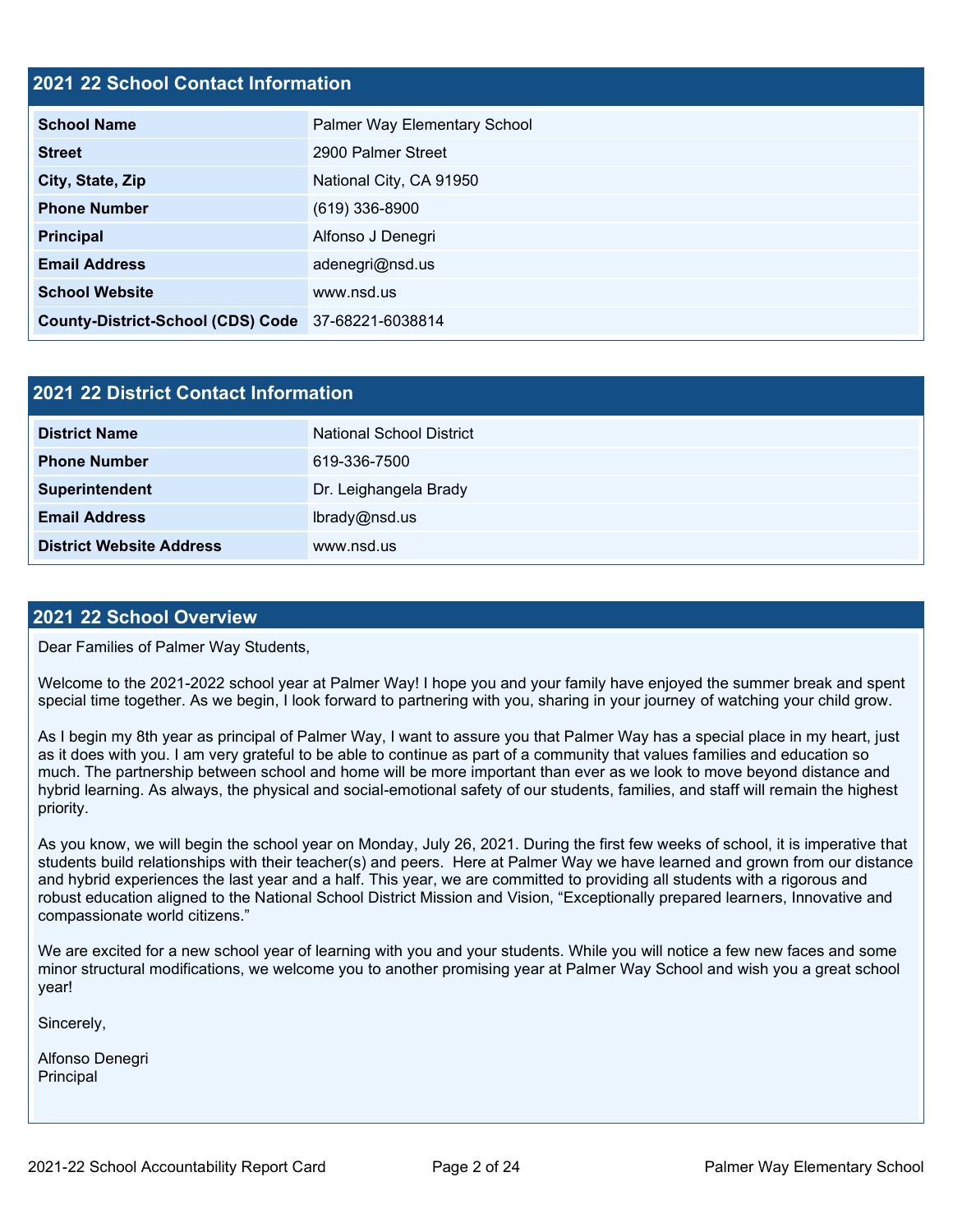## 2021 22 School Contact Information

| | |
|---|---|
| **School Name** | Palmer Way Elementary School |
| **Street** | 2900 Palmer Street |
| **City, State, Zip** | National City, CA 91950 |
| **Phone Number** | (619) 336-8900 |
| **Principal** | Alfonso J Denegri |
| **Email Address** | adenegri@nsd.us |
| **School Website** | www.nsd.us |
| **County-District-School (CDS) Code** | 37-68221-6038814 |

## 2021 22 District Contact Information

| | |
|---|---|
| **District Name** | National School District |
| **Phone Number** | 619-336-7500 |
| **Superintendent** | Dr. Leighangela Brady |
| **Email Address** | lbrady@nsd.us |
| **District Website Address** | www.nsd.us |

## 2021 22 School Overview

Dear Families of Palmer Way Students,

Welcome to the 2021-2022 school year at Palmer Way! I hope you and your family have enjoyed the summer break and spent special time together. As we begin, I look forward to partnering with you, sharing in your journey of watching your child grow.

As I begin my 8th year as principal of Palmer Way, I want to assure you that Palmer Way has a special place in my heart, just as it does with you. I am very grateful to be able to continue as part of a community that values families and education so much. The partnership between school and home will be more important than ever as we look to move beyond distance and hybrid learning. As always, the physical and social-emotional safety of our students, families, and staff will remain the highest priority.

As you know, we will begin the school year on Monday, July 26, 2021. During the first few weeks of school, it is imperative that students build relationships with their teacher(s) and peers. Here at Palmer Way we have learned and grown from our distance and hybrid experiences the last year and a half. This year, we are committed to providing all students with a rigorous and robust education aligned to the National School District Mission and Vision, "Exceptionally prepared learners, Innovative and compassionate world citizens."

We are excited for a new school year of learning with you and your students. While you will notice a few new faces and some minor structural modifications, we welcome you to another promising year at Palmer Way School and wish you a great school year!

Sincerely,

Alfonso Denegri
Principal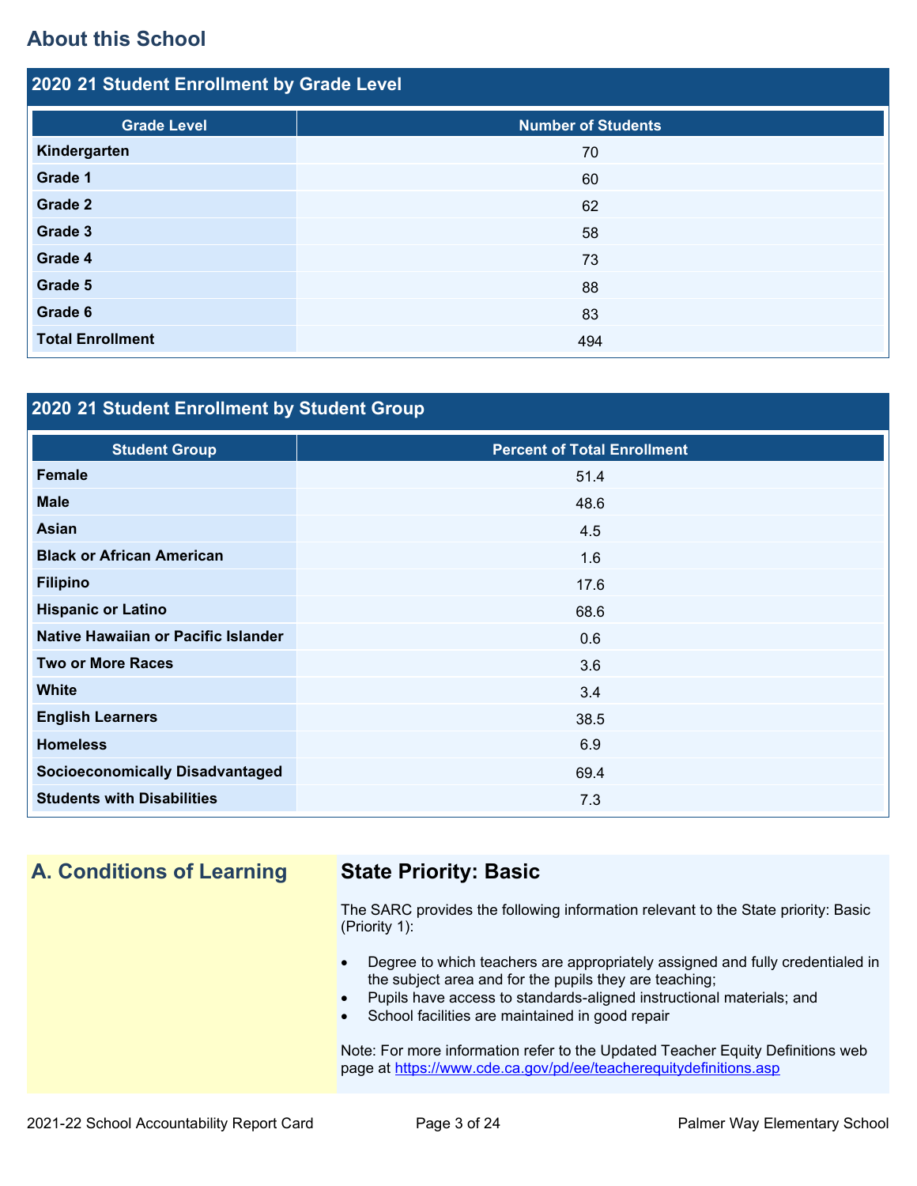## About this School

### 2020 21 Student Enrollment by Grade Level

| Grade Level | Number of Students |
|---|---|
| **Kindergarten** | 70 |
| **Grade 1** | 60 |
| **Grade 2** | 62 |
| **Grade 3** | 58 |
| **Grade 4** | 73 |
| **Grade 5** | 88 |
| **Grade 6** | 83 |
| **Total Enrollment** | 494 |

### 2020 21 Student Enrollment by Student Group

| Student Group | Percent of Total Enrollment |
|---|---|
| **Female** | 51.4 |
| **Male** | 48.6 |
| **Asian** | 4.5 |
| **Black or African American** | 1.6 |
| **Filipino** | 17.6 |
| **Hispanic or Latino** | 68.6 |
| **Native Hawaiian or Pacific Islander** | 0.6 |
| **Two or More Races** | 3.6 |
| **White** | 3.4 |
| **English Learners** | 38.5 |
| **Homeless** | 6.9 |
| **Socioeconomically Disadvantaged** | 69.4 |
| **Students with Disabilities** | 7.3 |

## A. Conditions of Learning

### State Priority: Basic

The SARC provides the following information relevant to the State priority: Basic (Priority 1):

- Degree to which teachers are appropriately assigned and fully credentialed in the subject area and for the pupils they are teaching;
- Pupils have access to standards-aligned instructional materials; and
- School facilities are maintained in good repair

Note: For more information refer to the Updated Teacher Equity Definitions web page at https://www.cde.ca.gov/pd/ee/teacherequitydefinitions.asp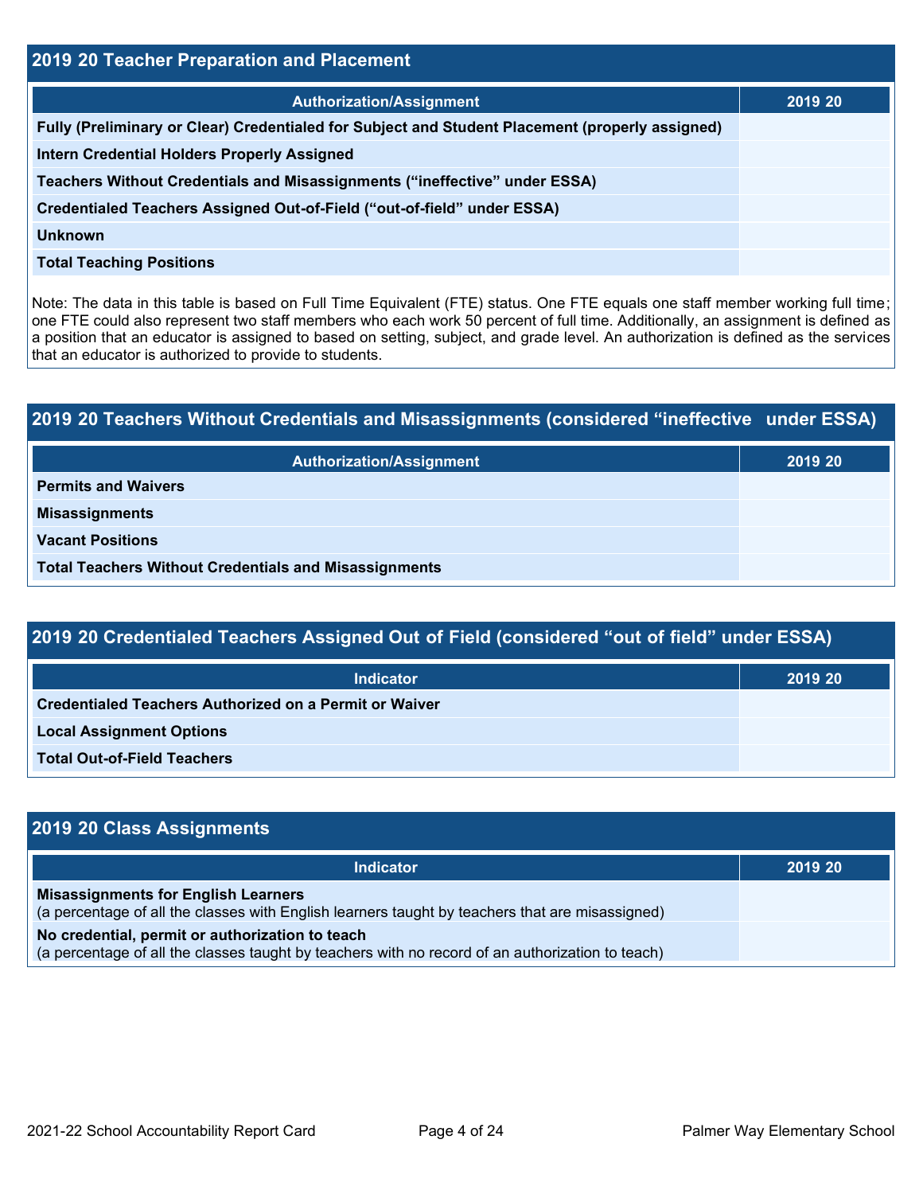## 2019 20 Teacher Preparation and Placement

| Authorization/Assignment | 2019 20 |
|---|---|
| **Fully (Preliminary or Clear) Credentialed for Subject and Student Placement (properly assigned)** | |
| **Intern Credential Holders Properly Assigned** | |
| **Teachers Without Credentials and Misassignments ("ineffective" under ESSA)** | |
| **Credentialed Teachers Assigned Out-of-Field ("out-of-field" under ESSA)** | |
| **Unknown** | |
| **Total Teaching Positions** | |

Note: The data in this table is based on Full Time Equivalent (FTE) status. One FTE equals one staff member working full time; one FTE could also represent two staff members who each work 50 percent of full time. Additionally, an assignment is defined as a position that an educator is assigned to based on setting, subject, and grade level. An authorization is defined as the services that an educator is authorized to provide to students.

## 2019 20 Teachers Without Credentials and Misassignments (considered "ineffective under ESSA)

| Authorization/Assignment | 2019 20 |
|---|---|
| **Permits and Waivers** | |
| **Misassignments** | |
| **Vacant Positions** | |
| **Total Teachers Without Credentials and Misassignments** | |

## 2019 20 Credentialed Teachers Assigned Out of Field (considered "out of field" under ESSA)

| Indicator | 2019 20 |
|---|---|
| **Credentialed Teachers Authorized on a Permit or Waiver** | |
| **Local Assignment Options** | |
| **Total Out-of-Field Teachers** | |

## 2019 20 Class Assignments

| Indicator | 2019 20 |
|---|---|
| **Misassignments for English Learners** (a percentage of all the classes with English learners taught by teachers that are misassigned) | |
| **No credential, permit or authorization to teach** (a percentage of all the classes taught by teachers with no record of an authorization to teach) | |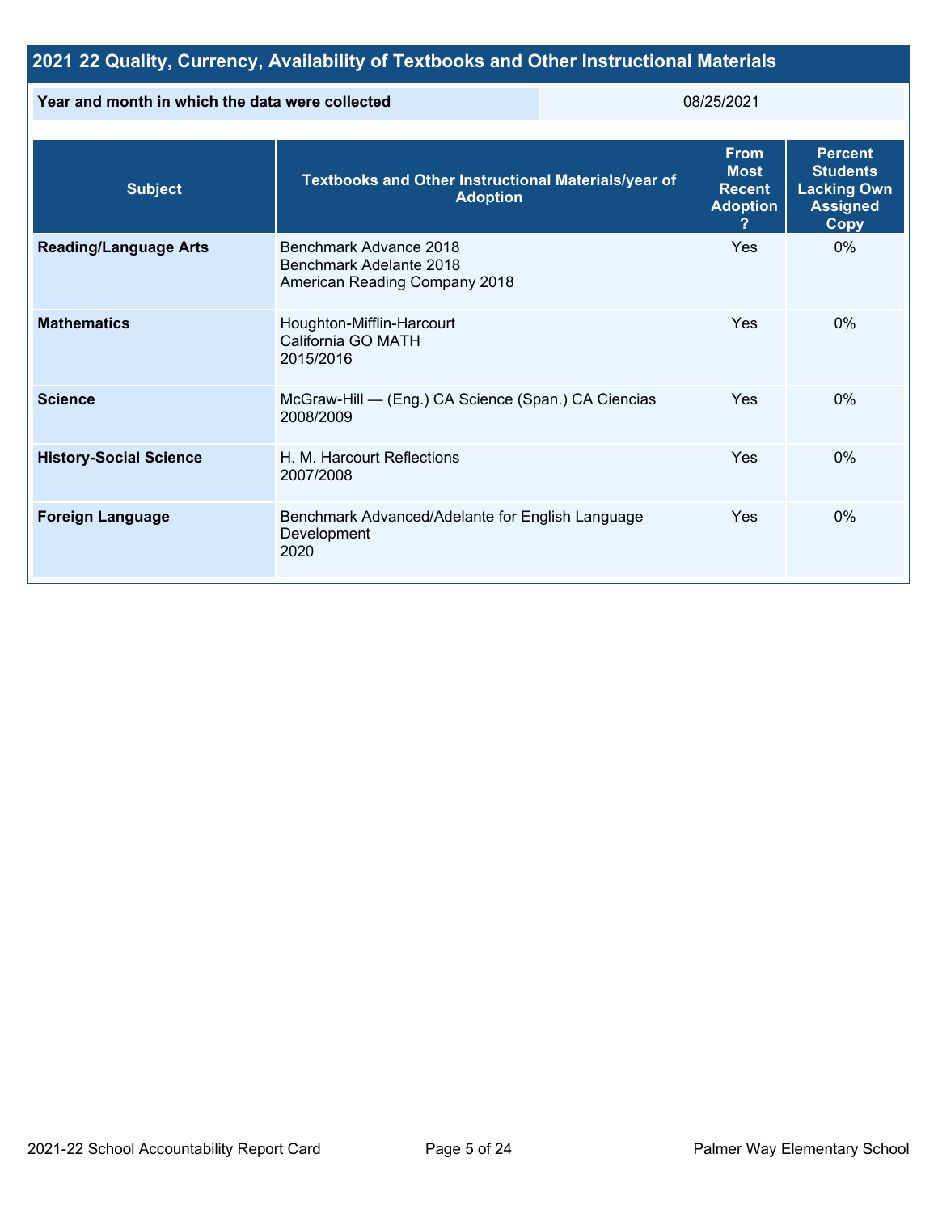## 2021 22 Quality, Currency, Availability of Textbooks and Other Instructional Materials

| Year and month in which the data were collected | 08/25/2021 |
|---|---|

| Subject | Textbooks and Other Instructional Materials/year of Adoption | From Most Recent Adoption ? | Percent Students Lacking Own Assigned Copy |
|---|---|---|---|
| **Reading/Language Arts** | Benchmark Advance 2018<br>Benchmark Adelante 2018<br>American Reading Company 2018 | Yes | 0% |
| **Mathematics** | Houghton-Mifflin-Harcourt<br>California GO MATH<br>2015/2016 | Yes | 0% |
| **Science** | McGraw-Hill — (Eng.) CA Science (Span.) CA Ciencias<br>2008/2009 | Yes | 0% |
| **History-Social Science** | H. M. Harcourt Reflections<br>2007/2008 | Yes | 0% |
| **Foreign Language** | Benchmark Advanced/Adelante for English Language Development<br>2020 | Yes | 0% |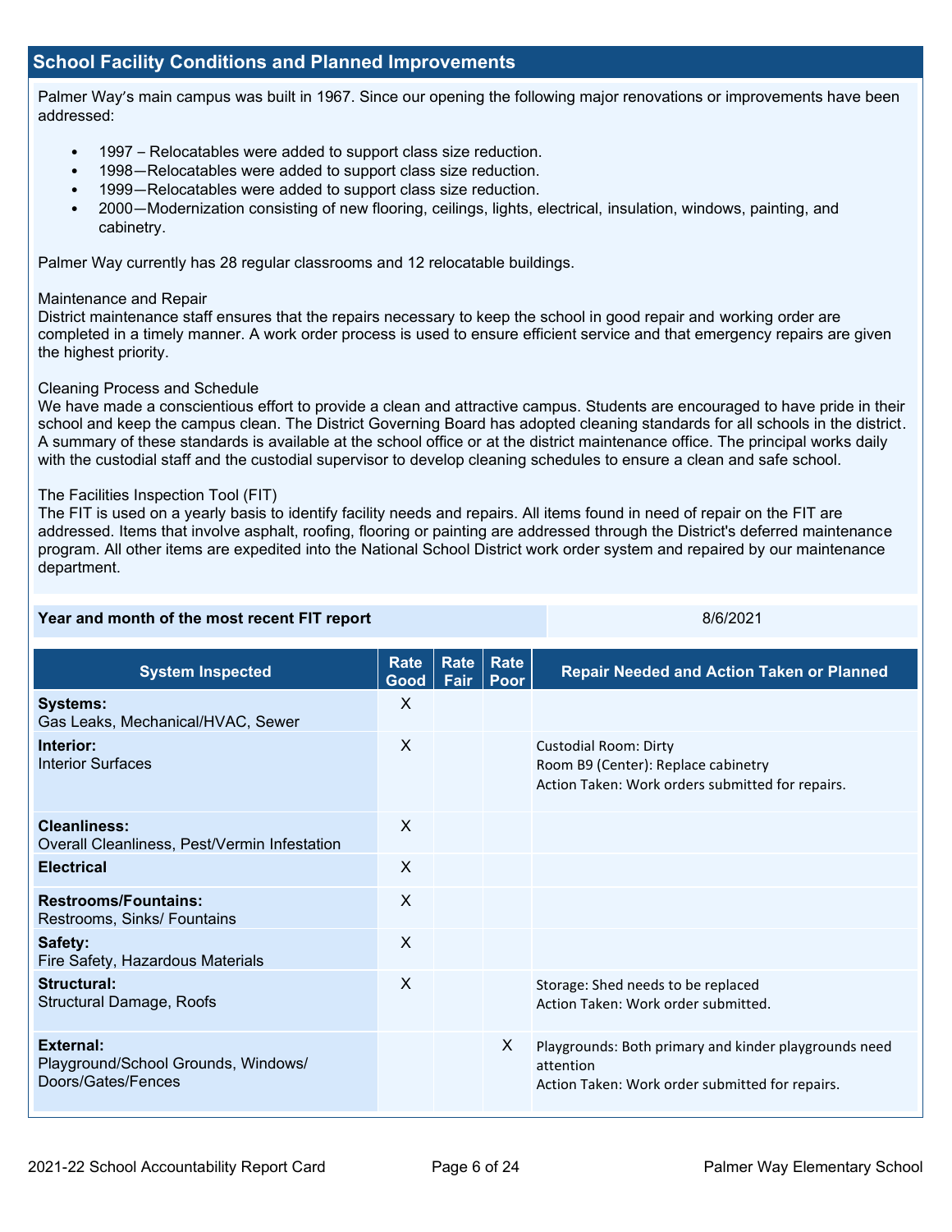## School Facility Conditions and Planned Improvements

Palmer Way's main campus was built in 1967. Since our opening the following major renovations or improvements have been addressed:

- 1997 – Relocatables were added to support class size reduction.
- 1998—Relocatables were added to support class size reduction.
- 1999—Relocatables were added to support class size reduction.
- 2000—Modernization consisting of new flooring, ceilings, lights, electrical, insulation, windows, painting, and cabinetry.

Palmer Way currently has 28 regular classrooms and 12 relocatable buildings.

Maintenance and Repair
District maintenance staff ensures that the repairs necessary to keep the school in good repair and working order are completed in a timely manner. A work order process is used to ensure efficient service and that emergency repairs are given the highest priority.

Cleaning Process and Schedule
We have made a conscientious effort to provide a clean and attractive campus. Students are encouraged to have pride in their school and keep the campus clean. The District Governing Board has adopted cleaning standards for all schools in the district. A summary of these standards is available at the school office or at the district maintenance office. The principal works daily with the custodial staff and the custodial supervisor to develop cleaning schedules to ensure a clean and safe school.

The Facilities Inspection Tool (FIT)
The FIT is used on a yearly basis to identify facility needs and repairs. All items found in need of repair on the FIT are addressed. Items that involve asphalt, roofing, flooring or painting are addressed through the District's deferred maintenance program. All other items are expedited into the National School District work order system and repaired by our maintenance department.

| Year and month of the most recent FIT report | 8/6/2021 |
|---|---|

| System Inspected | Rate Good | Rate Fair | Rate Poor | Repair Needed and Action Taken or Planned |
|---|---|---|---|---|
| **Systems:** Gas Leaks, Mechanical/HVAC, Sewer | X | | | |
| **Interior:** Interior Surfaces | X | | | Custodial Room: Dirty<br>Room B9 (Center): Replace cabinetry<br>Action Taken: Work orders submitted for repairs. |
| **Cleanliness:** Overall Cleanliness, Pest/Vermin Infestation | X | | | |
| **Electrical** | X | | | |
| **Restrooms/Fountains:** Restrooms, Sinks/ Fountains | X | | | |
| **Safety:** Fire Safety, Hazardous Materials | X | | | |
| **Structural:** Structural Damage, Roofs | X | | | Storage: Shed needs to be replaced<br>Action Taken: Work order submitted. |
| **External:** Playground/School Grounds, Windows/ Doors/Gates/Fences | | | X | Playgrounds: Both primary and kinder playgrounds need attention<br>Action Taken: Work order submitted for repairs. |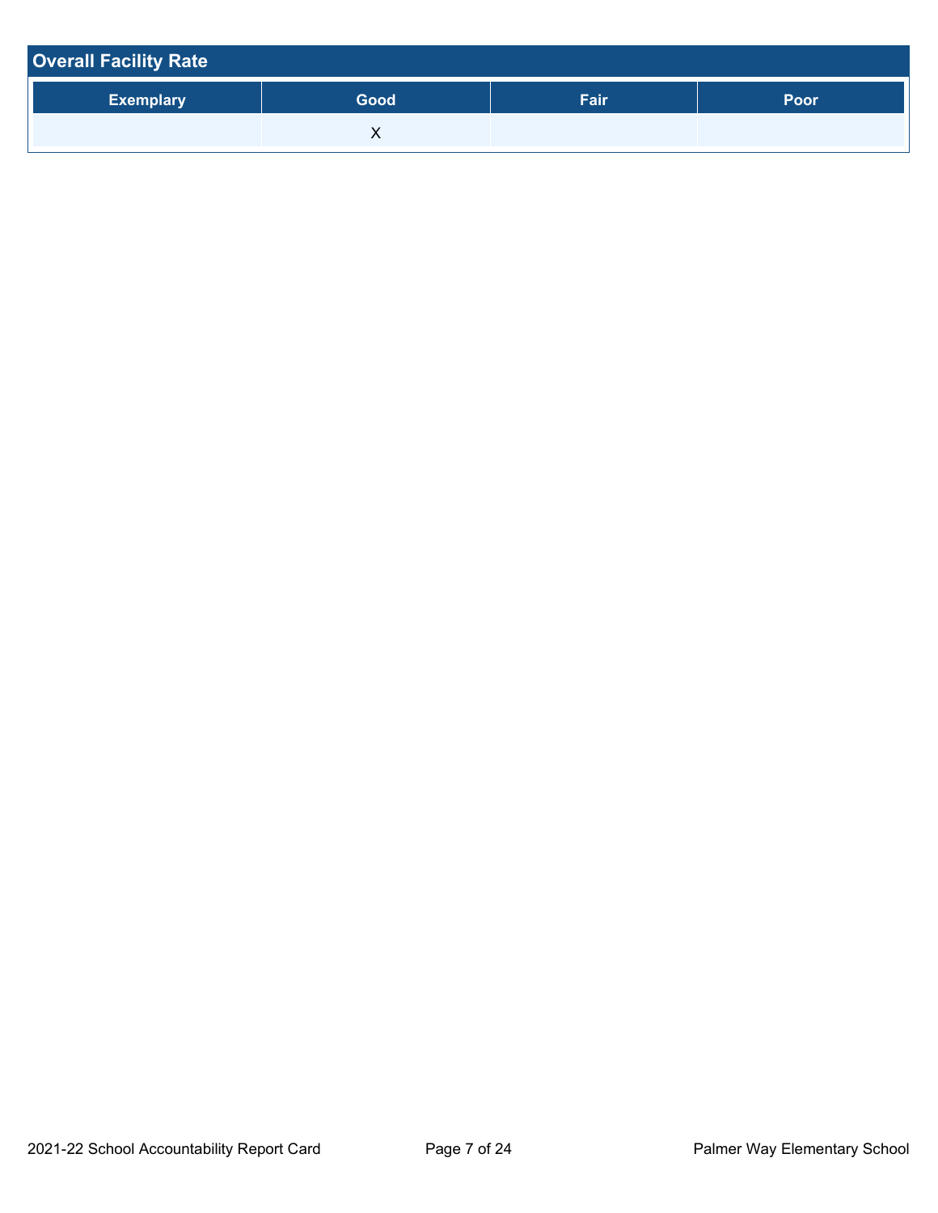## Overall Facility Rate

| Exemplary | Good | Fair | Poor |
| --- | --- | --- | --- |
| | X | | |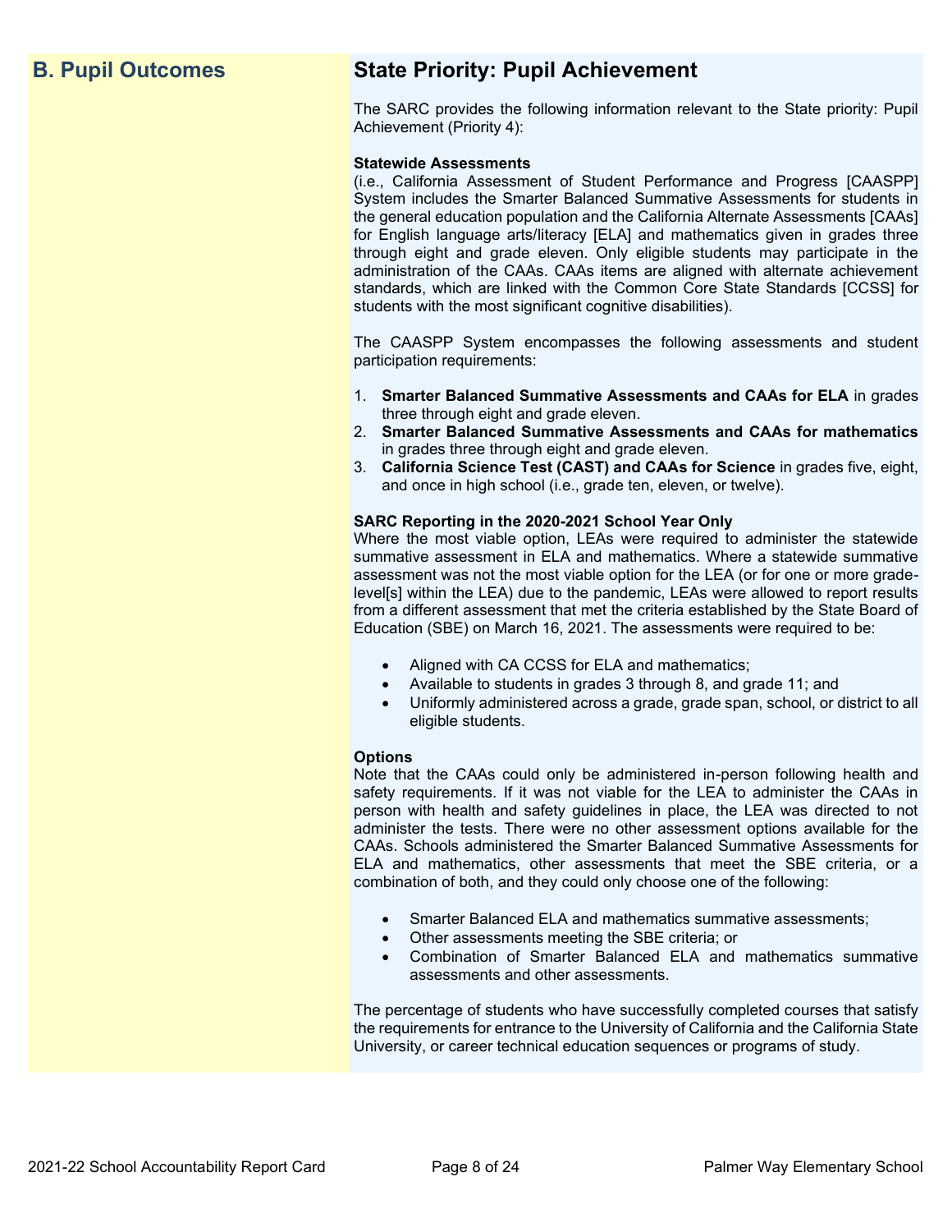## B. Pupil Outcomes

## State Priority: Pupil Achievement

The SARC provides the following information relevant to the State priority: Pupil Achievement (Priority 4):

**Statewide Assessments**
(i.e., California Assessment of Student Performance and Progress [CAASPP] System includes the Smarter Balanced Summative Assessments for students in the general education population and the California Alternate Assessments [CAAs] for English language arts/literacy [ELA] and mathematics given in grades three through eight and grade eleven. Only eligible students may participate in the administration of the CAAs. CAAs items are aligned with alternate achievement standards, which are linked with the Common Core State Standards [CCSS] for students with the most significant cognitive disabilities).

The CAASPP System encompasses the following assessments and student participation requirements:

1. **Smarter Balanced Summative Assessments and CAAs for ELA** in grades three through eight and grade eleven.
2. **Smarter Balanced Summative Assessments and CAAs for mathematics** in grades three through eight and grade eleven.
3. **California Science Test (CAST) and CAAs for Science** in grades five, eight, and once in high school (i.e., grade ten, eleven, or twelve).

**SARC Reporting in the 2020-2021 School Year Only**
Where the most viable option, LEAs were required to administer the statewide summative assessment in ELA and mathematics. Where a statewide summative assessment was not the most viable option for the LEA (or for one or more grade-level[s] within the LEA) due to the pandemic, LEAs were allowed to report results from a different assessment that met the criteria established by the State Board of Education (SBE) on March 16, 2021. The assessments were required to be:

- Aligned with CA CCSS for ELA and mathematics;
- Available to students in grades 3 through 8, and grade 11; and
- Uniformly administered across a grade, grade span, school, or district to all eligible students.

**Options**
Note that the CAAs could only be administered in-person following health and safety requirements. If it was not viable for the LEA to administer the CAAs in person with health and safety guidelines in place, the LEA was directed to not administer the tests. There were no other assessment options available for the CAAs. Schools administered the Smarter Balanced Summative Assessments for ELA and mathematics, other assessments that meet the SBE criteria, or a combination of both, and they could only choose one of the following:

- Smarter Balanced ELA and mathematics summative assessments;
- Other assessments meeting the SBE criteria; or
- Combination of Smarter Balanced ELA and mathematics summative assessments and other assessments.

The percentage of students who have successfully completed courses that satisfy the requirements for entrance to the University of California and the California State University, or career technical education sequences or programs of study.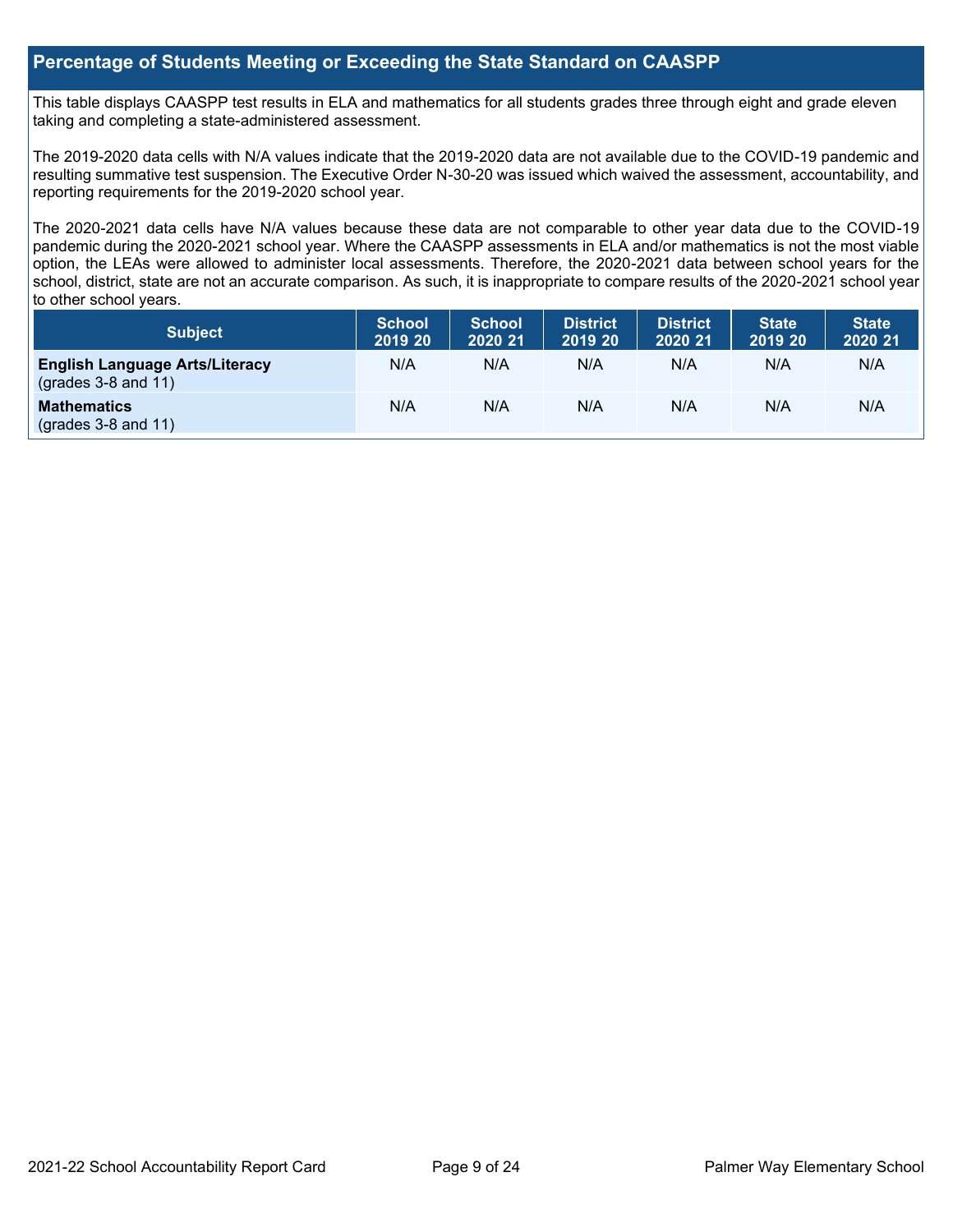## Percentage of Students Meeting or Exceeding the State Standard on CAASPP

This table displays CAASPP test results in ELA and mathematics for all students grades three through eight and grade eleven taking and completing a state-administered assessment.

The 2019-2020 data cells with N/A values indicate that the 2019-2020 data are not available due to the COVID-19 pandemic and resulting summative test suspension. The Executive Order N-30-20 was issued which waived the assessment, accountability, and reporting requirements for the 2019-2020 school year.

The 2020-2021 data cells have N/A values because these data are not comparable to other year data due to the COVID-19 pandemic during the 2020-2021 school year. Where the CAASPP assessments in ELA and/or mathematics is not the most viable option, the LEAs were allowed to administer local assessments. Therefore, the 2020-2021 data between school years for the school, district, state are not an accurate comparison. As such, it is inappropriate to compare results of the 2020-2021 school year to other school years.

| Subject | School 2019 20 | School 2020 21 | District 2019 20 | District 2020 21 | State 2019 20 | State 2020 21 |
|---|---|---|---|---|---|---|
| **English Language Arts/Literacy** (grades 3-8 and 11) | N/A | N/A | N/A | N/A | N/A | N/A |
| **Mathematics** (grades 3-8 and 11) | N/A | N/A | N/A | N/A | N/A | N/A |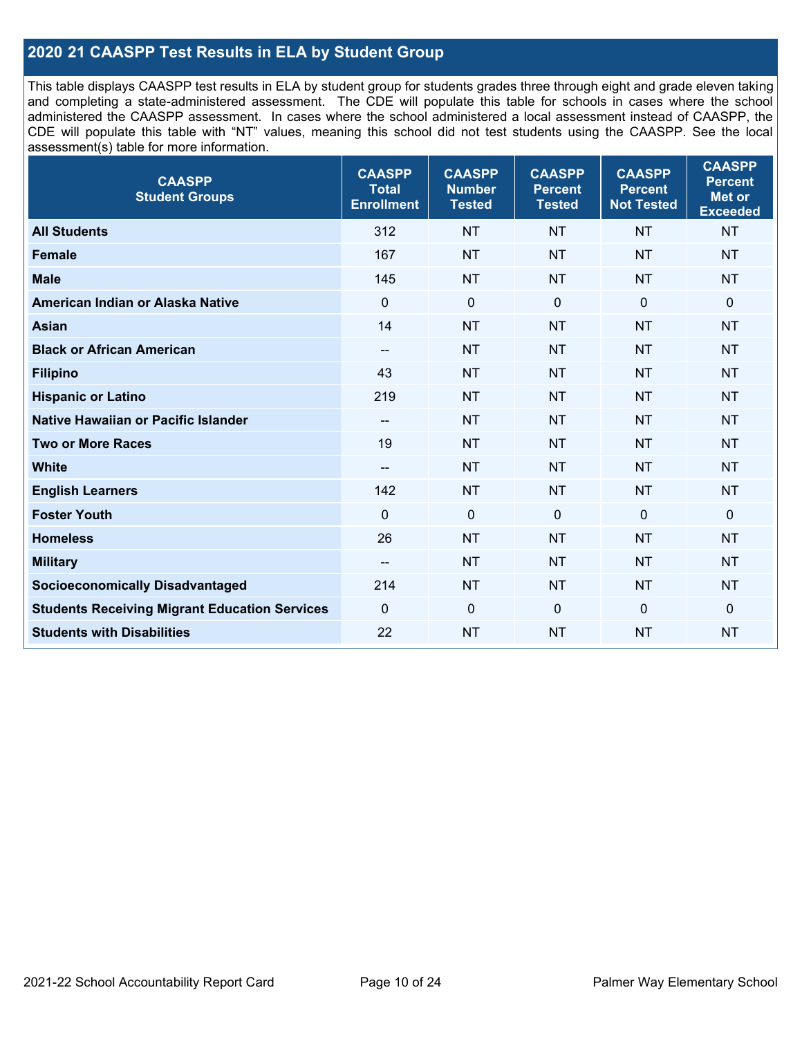## 2020 21 CAASPP Test Results in ELA by Student Group

This table displays CAASPP test results in ELA by student group for students grades three through eight and grade eleven taking and completing a state-administered assessment. The CDE will populate this table for schools in cases where the school administered the CAASPP assessment. In cases where the school administered a local assessment instead of CAASPP, the CDE will populate this table with "NT" values, meaning this school did not test students using the CAASPP. See the local assessment(s) table for more information.

| CAASPP Student Groups | CAASPP Total Enrollment | CAASPP Number Tested | CAASPP Percent Tested | CAASPP Percent Not Tested | CAASPP Percent Met or Exceeded |
|---|---|---|---|---|---|
| **All Students** | 312 | NT | NT | NT | NT |
| **Female** | 167 | NT | NT | NT | NT |
| **Male** | 145 | NT | NT | NT | NT |
| **American Indian or Alaska Native** | 0 | 0 | 0 | 0 | 0 |
| **Asian** | 14 | NT | NT | NT | NT |
| **Black or African American** | -- | NT | NT | NT | NT |
| **Filipino** | 43 | NT | NT | NT | NT |
| **Hispanic or Latino** | 219 | NT | NT | NT | NT |
| **Native Hawaiian or Pacific Islander** | -- | NT | NT | NT | NT |
| **Two or More Races** | 19 | NT | NT | NT | NT |
| **White** | -- | NT | NT | NT | NT |
| **English Learners** | 142 | NT | NT | NT | NT |
| **Foster Youth** | 0 | 0 | 0 | 0 | 0 |
| **Homeless** | 26 | NT | NT | NT | NT |
| **Military** | -- | NT | NT | NT | NT |
| **Socioeconomically Disadvantaged** | 214 | NT | NT | NT | NT |
| **Students Receiving Migrant Education Services** | 0 | 0 | 0 | 0 | 0 |
| **Students with Disabilities** | 22 | NT | NT | NT | NT |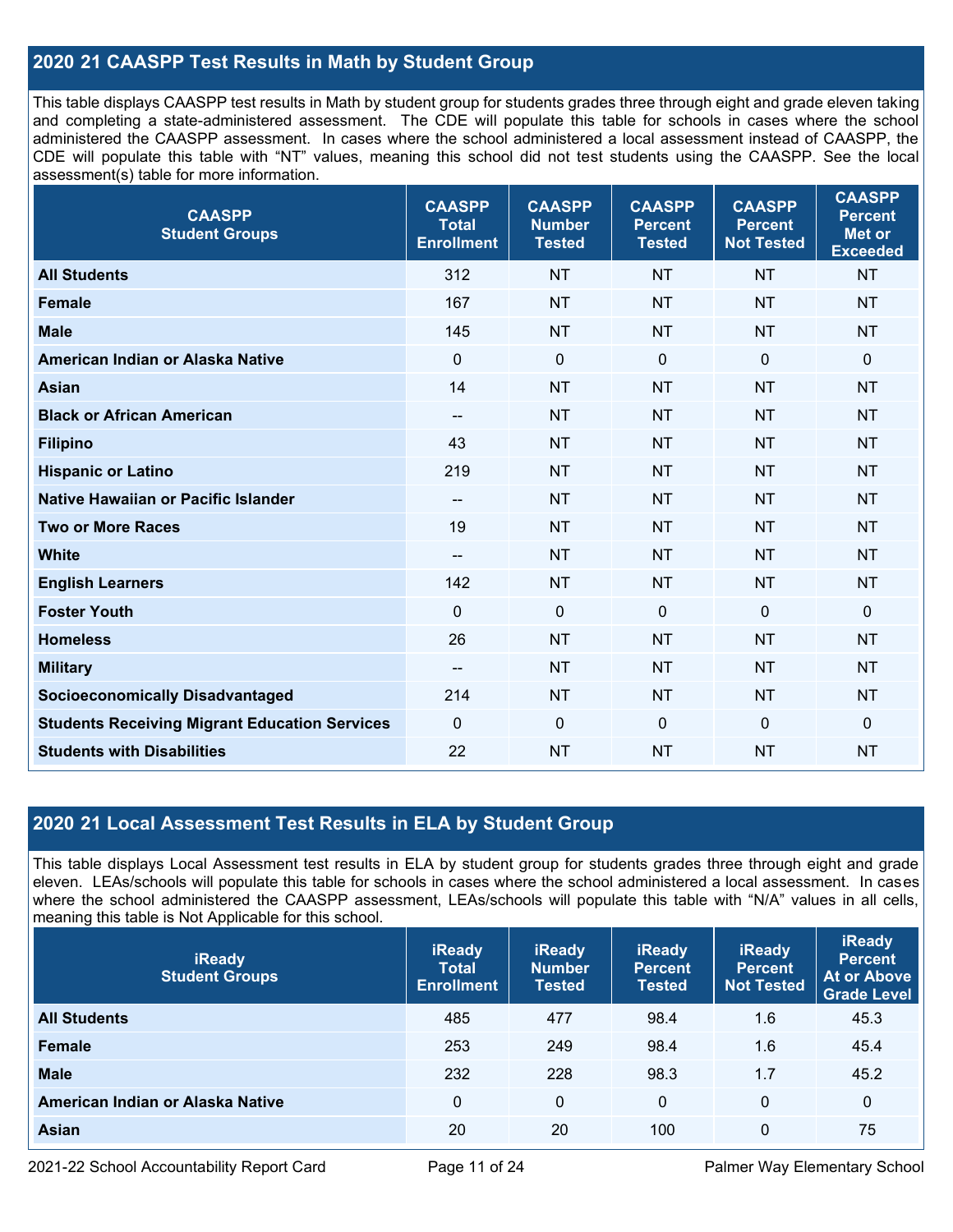## 2020 21 CAASPP Test Results in Math by Student Group

This table displays CAASPP test results in Math by student group for students grades three through eight and grade eleven taking and completing a state-administered assessment. The CDE will populate this table for schools in cases where the school administered the CAASPP assessment. In cases where the school administered a local assessment instead of CAASPP, the CDE will populate this table with "NT" values, meaning this school did not test students using the CAASPP. See the local assessment(s) table for more information.

| CAASPP Student Groups | CAASPP Total Enrollment | CAASPP Number Tested | CAASPP Percent Tested | CAASPP Percent Not Tested | CAASPP Percent Met or Exceeded |
|---|---|---|---|---|---|
| **All Students** | 312 | NT | NT | NT | NT |
| **Female** | 167 | NT | NT | NT | NT |
| **Male** | 145 | NT | NT | NT | NT |
| **American Indian or Alaska Native** | 0 | 0 | 0 | 0 | 0 |
| **Asian** | 14 | NT | NT | NT | NT |
| **Black or African American** | -- | NT | NT | NT | NT |
| **Filipino** | 43 | NT | NT | NT | NT |
| **Hispanic or Latino** | 219 | NT | NT | NT | NT |
| **Native Hawaiian or Pacific Islander** | -- | NT | NT | NT | NT |
| **Two or More Races** | 19 | NT | NT | NT | NT |
| **White** | -- | NT | NT | NT | NT |
| **English Learners** | 142 | NT | NT | NT | NT |
| **Foster Youth** | 0 | 0 | 0 | 0 | 0 |
| **Homeless** | 26 | NT | NT | NT | NT |
| **Military** | -- | NT | NT | NT | NT |
| **Socioeconomically Disadvantaged** | 214 | NT | NT | NT | NT |
| **Students Receiving Migrant Education Services** | 0 | 0 | 0 | 0 | 0 |
| **Students with Disabilities** | 22 | NT | NT | NT | NT |

## 2020 21 Local Assessment Test Results in ELA by Student Group

This table displays Local Assessment test results in ELA by student group for students grades three through eight and grade eleven. LEAs/schools will populate this table for schools in cases where the school administered a local assessment. In cases where the school administered the CAASPP assessment, LEAs/schools will populate this table with "N/A" values in all cells, meaning this table is Not Applicable for this school.

| iReady Student Groups | iReady Total Enrollment | iReady Number Tested | iReady Percent Tested | iReady Percent Not Tested | iReady Percent At or Above Grade Level |
|---|---|---|---|---|---|
| **All Students** | 485 | 477 | 98.4 | 1.6 | 45.3 |
| **Female** | 253 | 249 | 98.4 | 1.6 | 45.4 |
| **Male** | 232 | 228 | 98.3 | 1.7 | 45.2 |
| **American Indian or Alaska Native** | 0 | 0 | 0 | 0 | 0 |
| **Asian** | 20 | 20 | 100 | 0 | 75 |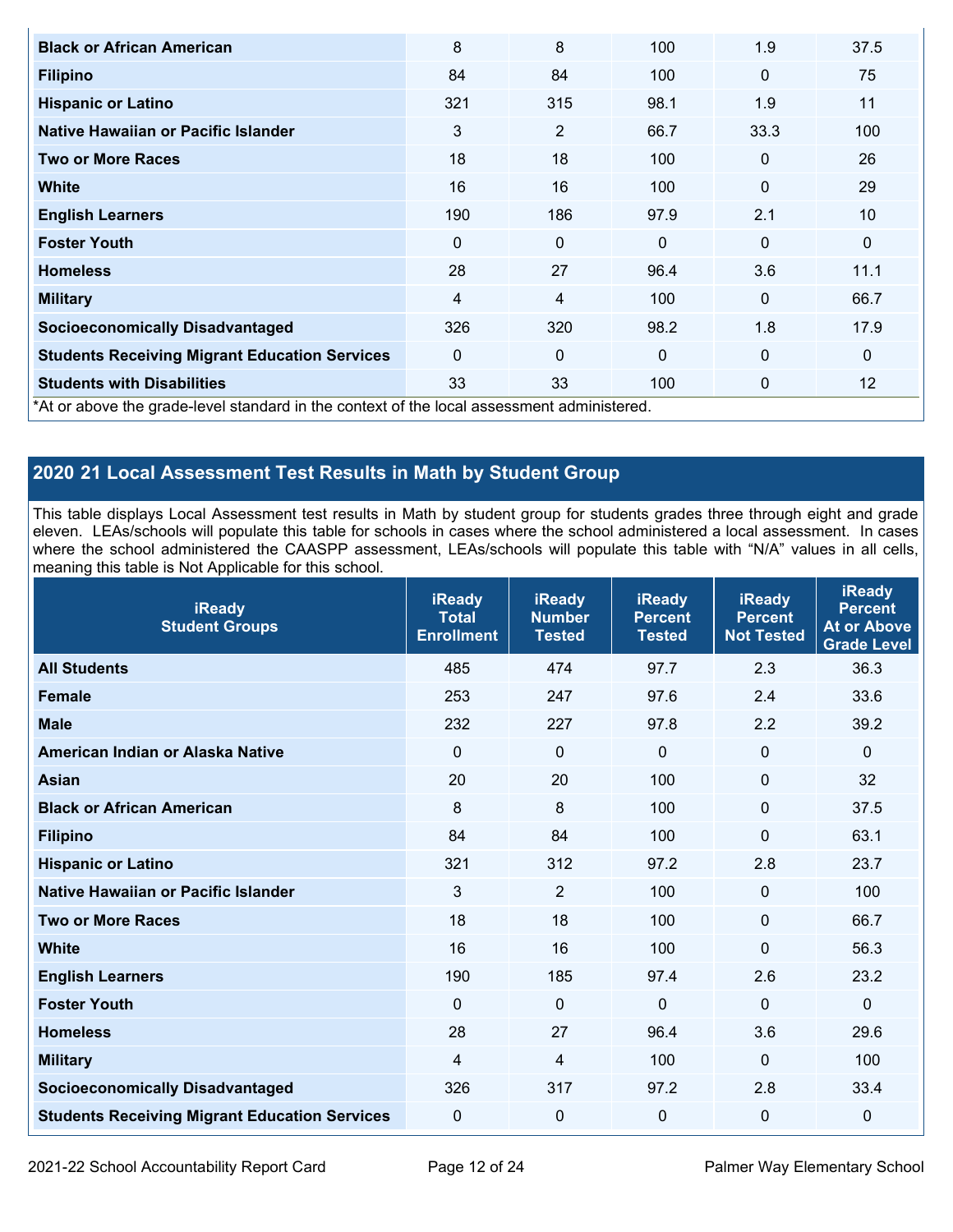| | | | | | |
|---|---|---|---|---|---|
| **Black or African American** | 8 | 8 | 100 | 1.9 | 37.5 |
| **Filipino** | 84 | 84 | 100 | 0 | 75 |
| **Hispanic or Latino** | 321 | 315 | 98.1 | 1.9 | 11 |
| **Native Hawaiian or Pacific Islander** | 3 | 2 | 66.7 | 33.3 | 100 |
| **Two or More Races** | 18 | 18 | 100 | 0 | 26 |
| **White** | 16 | 16 | 100 | 0 | 29 |
| **English Learners** | 190 | 186 | 97.9 | 2.1 | 10 |
| **Foster Youth** | 0 | 0 | 0 | 0 | 0 |
| **Homeless** | 28 | 27 | 96.4 | 3.6 | 11.1 |
| **Military** | 4 | 4 | 100 | 0 | 66.7 |
| **Socioeconomically Disadvantaged** | 326 | 320 | 98.2 | 1.8 | 17.9 |
| **Students Receiving Migrant Education Services** | 0 | 0 | 0 | 0 | 0 |
| **Students with Disabilities** | 33 | 33 | 100 | 0 | 12 |

*At or above the grade-level standard in the context of the local assessment administered.

## 2020 21 Local Assessment Test Results in Math by Student Group

This table displays Local Assessment test results in Math by student group for students grades three through eight and grade eleven. LEAs/schools will populate this table for schools in cases where the school administered a local assessment. In cases where the school administered the CAASPP assessment, LEAs/schools will populate this table with "N/A" values in all cells, meaning this table is Not Applicable for this school.

| iReady Student Groups | iReady Total Enrollment | iReady Number Tested | iReady Percent Tested | iReady Percent Not Tested | iReady Percent At or Above Grade Level |
|---|---|---|---|---|---|
| **All Students** | 485 | 474 | 97.7 | 2.3 | 36.3 |
| **Female** | 253 | 247 | 97.6 | 2.4 | 33.6 |
| **Male** | 232 | 227 | 97.8 | 2.2 | 39.2 |
| **American Indian or Alaska Native** | 0 | 0 | 0 | 0 | 0 |
| **Asian** | 20 | 20 | 100 | 0 | 32 |
| **Black or African American** | 8 | 8 | 100 | 0 | 37.5 |
| **Filipino** | 84 | 84 | 100 | 0 | 63.1 |
| **Hispanic or Latino** | 321 | 312 | 97.2 | 2.8 | 23.7 |
| **Native Hawaiian or Pacific Islander** | 3 | 2 | 100 | 0 | 100 |
| **Two or More Races** | 18 | 18 | 100 | 0 | 66.7 |
| **White** | 16 | 16 | 100 | 0 | 56.3 |
| **English Learners** | 190 | 185 | 97.4 | 2.6 | 23.2 |
| **Foster Youth** | 0 | 0 | 0 | 0 | 0 |
| **Homeless** | 28 | 27 | 96.4 | 3.6 | 29.6 |
| **Military** | 4 | 4 | 100 | 0 | 100 |
| **Socioeconomically Disadvantaged** | 326 | 317 | 97.2 | 2.8 | 33.4 |
| **Students Receiving Migrant Education Services** | 0 | 0 | 0 | 0 | 0 |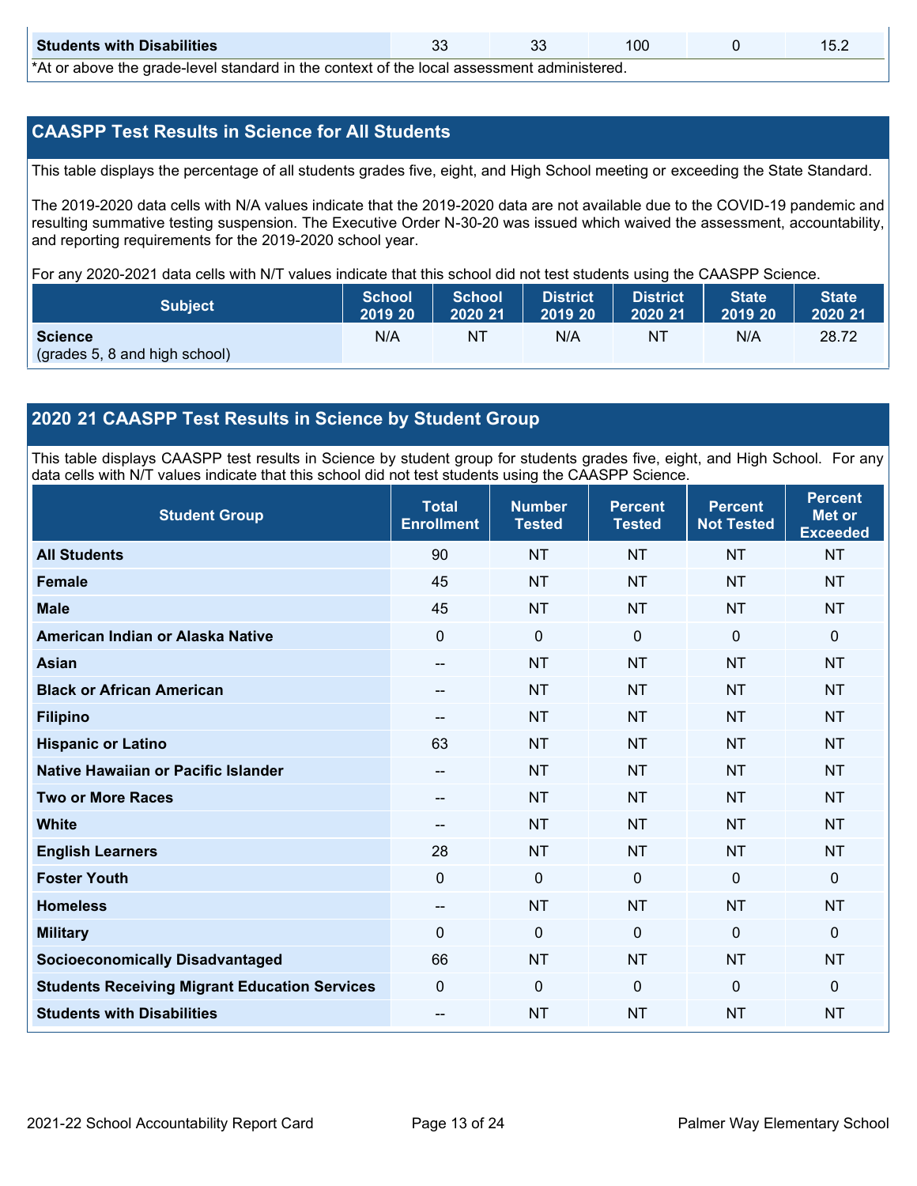| Students with Disabilities | 33 | 33 | 100 | 0 | 15.2 |
|---|---|---|---|---|---|

*At or above the grade-level standard in the context of the local assessment administered.

## CAASPP Test Results in Science for All Students

This table displays the percentage of all students grades five, eight, and High School meeting or exceeding the State Standard.

The 2019-2020 data cells with N/A values indicate that the 2019-2020 data are not available due to the COVID-19 pandemic and resulting summative testing suspension. The Executive Order N-30-20 was issued which waived the assessment, accountability, and reporting requirements for the 2019-2020 school year.

For any 2020-2021 data cells with N/T values indicate that this school did not test students using the CAASPP Science.

| Subject | School 2019 20 | School 2020 21 | District 2019 20 | District 2020 21 | State 2019 20 | State 2020 21 |
|---|---|---|---|---|---|---|
| **Science** (grades 5, 8 and high school) | N/A | NT | N/A | NT | N/A | 28.72 |

## 2020 21 CAASPP Test Results in Science by Student Group

This table displays CAASPP test results in Science by student group for students grades five, eight, and High School. For any data cells with N/T values indicate that this school did not test students using the CAASPP Science.

| Student Group | Total Enrollment | Number Tested | Percent Tested | Percent Not Tested | Percent Met or Exceeded |
|---|---|---|---|---|---|
| **All Students** | 90 | NT | NT | NT | NT |
| **Female** | 45 | NT | NT | NT | NT |
| **Male** | 45 | NT | NT | NT | NT |
| **American Indian or Alaska Native** | 0 | 0 | 0 | 0 | 0 |
| **Asian** | -- | NT | NT | NT | NT |
| **Black or African American** | -- | NT | NT | NT | NT |
| **Filipino** | -- | NT | NT | NT | NT |
| **Hispanic or Latino** | 63 | NT | NT | NT | NT |
| **Native Hawaiian or Pacific Islander** | -- | NT | NT | NT | NT |
| **Two or More Races** | -- | NT | NT | NT | NT |
| **White** | -- | NT | NT | NT | NT |
| **English Learners** | 28 | NT | NT | NT | NT |
| **Foster Youth** | 0 | 0 | 0 | 0 | 0 |
| **Homeless** | -- | NT | NT | NT | NT |
| **Military** | 0 | 0 | 0 | 0 | 0 |
| **Socioeconomically Disadvantaged** | 66 | NT | NT | NT | NT |
| **Students Receiving Migrant Education Services** | 0 | 0 | 0 | 0 | 0 |
| **Students with Disabilities** | -- | NT | NT | NT | NT |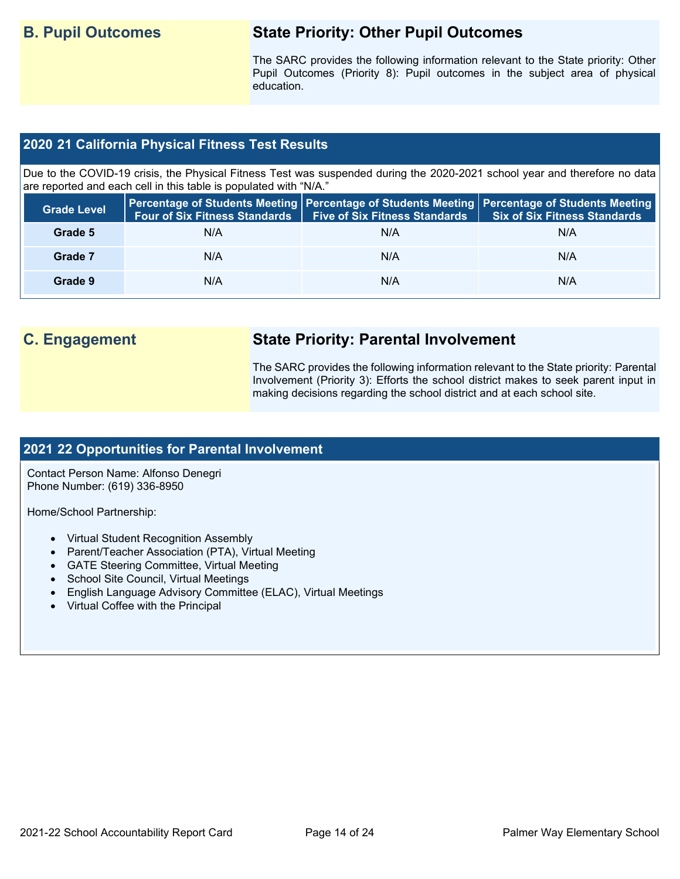## B. Pupil Outcomes

### State Priority: Other Pupil Outcomes

The SARC provides the following information relevant to the State priority: Other Pupil Outcomes (Priority 8): Pupil outcomes in the subject area of physical education.

### 2020 21 California Physical Fitness Test Results

Due to the COVID-19 crisis, the Physical Fitness Test was suspended during the 2020-2021 school year and therefore no data are reported and each cell in this table is populated with "N/A."

| Grade Level | Percentage of Students Meeting Four of Six Fitness Standards | Percentage of Students Meeting Five of Six Fitness Standards | Percentage of Students Meeting Six of Six Fitness Standards |
|---|---|---|---|
| Grade 5 | N/A | N/A | N/A |
| Grade 7 | N/A | N/A | N/A |
| Grade 9 | N/A | N/A | N/A |

## C. Engagement

### State Priority: Parental Involvement

The SARC provides the following information relevant to the State priority: Parental Involvement (Priority 3): Efforts the school district makes to seek parent input in making decisions regarding the school district and at each school site.

### 2021 22 Opportunities for Parental Involvement

Contact Person Name: Alfonso Denegri
Phone Number: (619) 336-8950

Home/School Partnership:

- Virtual Student Recognition Assembly
- Parent/Teacher Association (PTA), Virtual Meeting
- GATE Steering Committee, Virtual Meeting
- School Site Council, Virtual Meetings
- English Language Advisory Committee (ELAC), Virtual Meetings
- Virtual Coffee with the Principal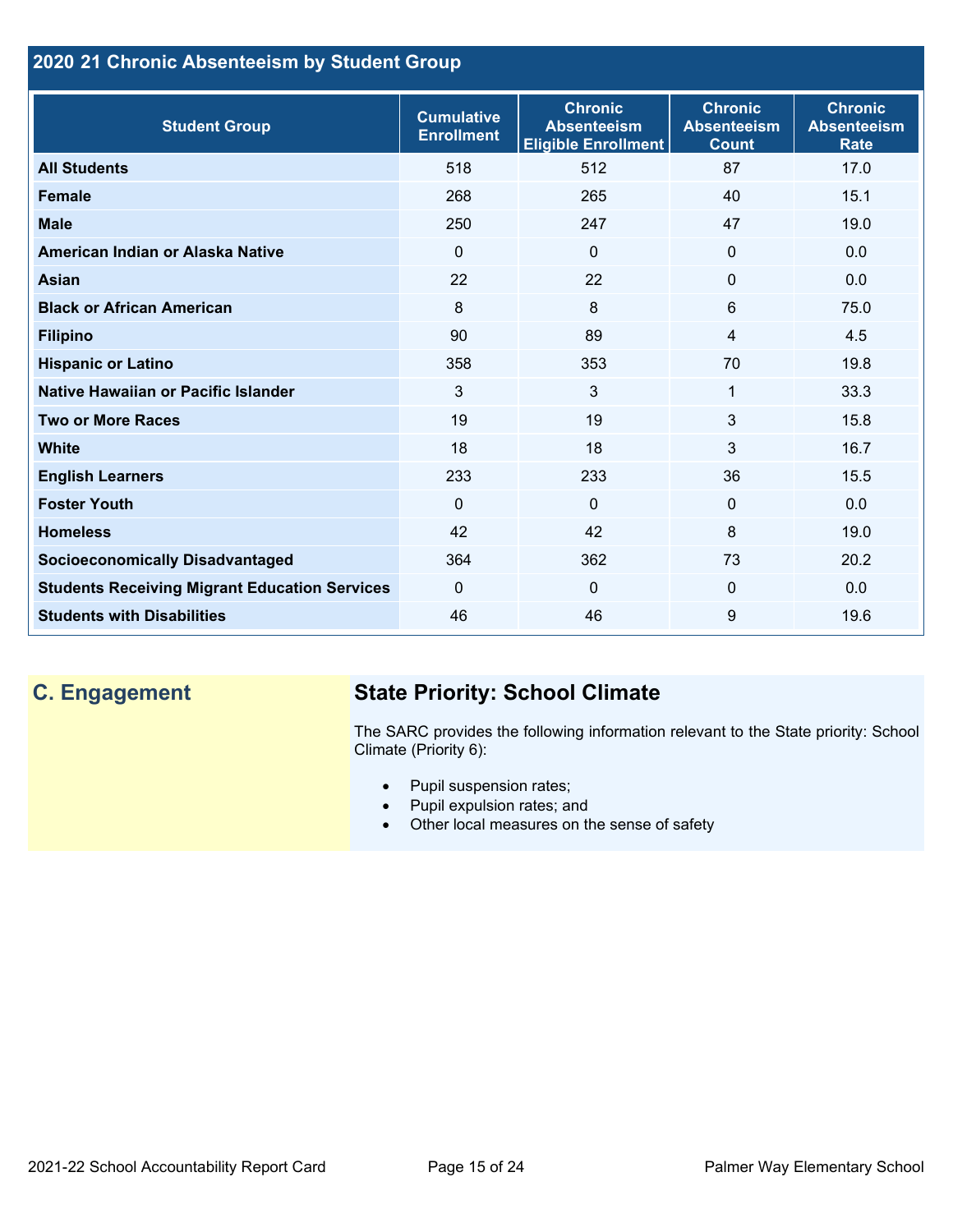## 2020 21 Chronic Absenteeism by Student Group

| Student Group | Cumulative Enrollment | Chronic Absenteeism Eligible Enrollment | Chronic Absenteeism Count | Chronic Absenteeism Rate |
|---|---|---|---|---|
| **All Students** | 518 | 512 | 87 | 17.0 |
| **Female** | 268 | 265 | 40 | 15.1 |
| **Male** | 250 | 247 | 47 | 19.0 |
| **American Indian or Alaska Native** | 0 | 0 | 0 | 0.0 |
| **Asian** | 22 | 22 | 0 | 0.0 |
| **Black or African American** | 8 | 8 | 6 | 75.0 |
| **Filipino** | 90 | 89 | 4 | 4.5 |
| **Hispanic or Latino** | 358 | 353 | 70 | 19.8 |
| **Native Hawaiian or Pacific Islander** | 3 | 3 | 1 | 33.3 |
| **Two or More Races** | 19 | 19 | 3 | 15.8 |
| **White** | 18 | 18 | 3 | 16.7 |
| **English Learners** | 233 | 233 | 36 | 15.5 |
| **Foster Youth** | 0 | 0 | 0 | 0.0 |
| **Homeless** | 42 | 42 | 8 | 19.0 |
| **Socioeconomically Disadvantaged** | 364 | 362 | 73 | 20.2 |
| **Students Receiving Migrant Education Services** | 0 | 0 | 0 | 0.0 |
| **Students with Disabilities** | 46 | 46 | 9 | 19.6 |

## C. Engagement

### State Priority: School Climate

The SARC provides the following information relevant to the State priority: School Climate (Priority 6):

- Pupil suspension rates;
- Pupil expulsion rates; and
- Other local measures on the sense of safety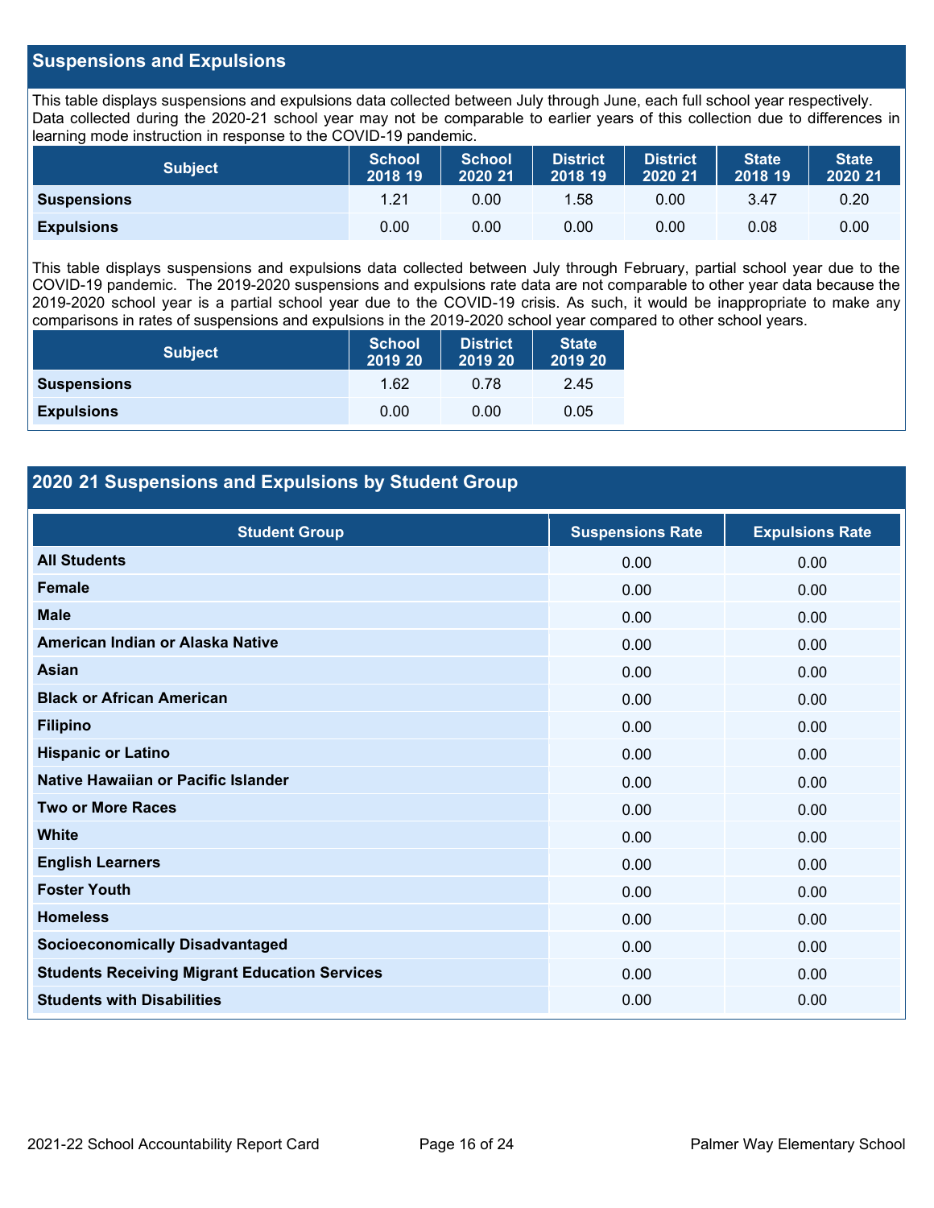## Suspensions and Expulsions

This table displays suspensions and expulsions data collected between July through June, each full school year respectively. Data collected during the 2020-21 school year may not be comparable to earlier years of this collection due to differences in learning mode instruction in response to the COVID-19 pandemic.

| Subject | School 2018 19 | School 2020 21 | District 2018 19 | District 2020 21 | State 2018 19 | State 2020 21 |
|---|---|---|---|---|---|---|
| **Suspensions** | 1.21 | 0.00 | 1.58 | 0.00 | 3.47 | 0.20 |
| **Expulsions** | 0.00 | 0.00 | 0.00 | 0.00 | 0.08 | 0.00 |

This table displays suspensions and expulsions data collected between July through February, partial school year due to the COVID-19 pandemic. The 2019-2020 suspensions and expulsions rate data are not comparable to other year data because the 2019-2020 school year is a partial school year due to the COVID-19 crisis. As such, it would be inappropriate to make any comparisons in rates of suspensions and expulsions in the 2019-2020 school year compared to other school years.

| Subject | School 2019 20 | District 2019 20 | State 2019 20 |
|---|---|---|---|
| **Suspensions** | 1.62 | 0.78 | 2.45 |
| **Expulsions** | 0.00 | 0.00 | 0.05 |

## 2020 21 Suspensions and Expulsions by Student Group

| Student Group | Suspensions Rate | Expulsions Rate |
|---|---|---|
| **All Students** | 0.00 | 0.00 |
| **Female** | 0.00 | 0.00 |
| **Male** | 0.00 | 0.00 |
| **American Indian or Alaska Native** | 0.00 | 0.00 |
| **Asian** | 0.00 | 0.00 |
| **Black or African American** | 0.00 | 0.00 |
| **Filipino** | 0.00 | 0.00 |
| **Hispanic or Latino** | 0.00 | 0.00 |
| **Native Hawaiian or Pacific Islander** | 0.00 | 0.00 |
| **Two or More Races** | 0.00 | 0.00 |
| **White** | 0.00 | 0.00 |
| **English Learners** | 0.00 | 0.00 |
| **Foster Youth** | 0.00 | 0.00 |
| **Homeless** | 0.00 | 0.00 |
| **Socioeconomically Disadvantaged** | 0.00 | 0.00 |
| **Students Receiving Migrant Education Services** | 0.00 | 0.00 |
| **Students with Disabilities** | 0.00 | 0.00 |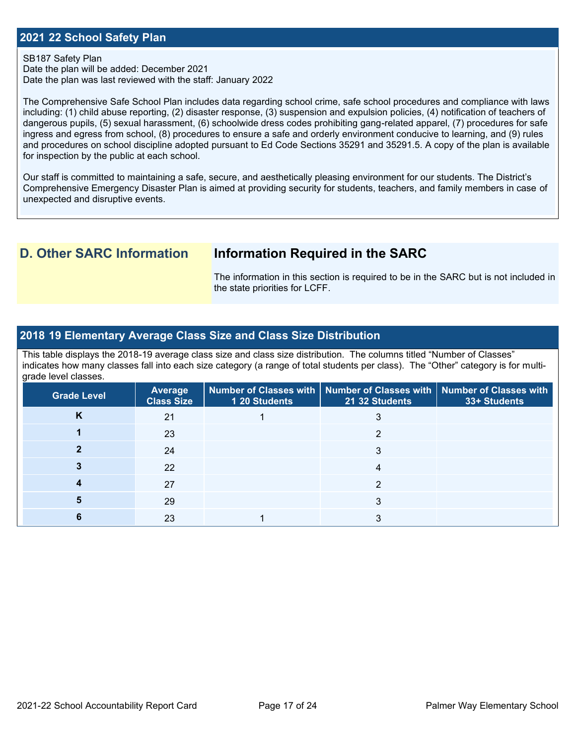## 2021 22 School Safety Plan

SB187 Safety Plan
Date the plan will be added: December 2021
Date the plan was last reviewed with the staff: January 2022

The Comprehensive Safe School Plan includes data regarding school crime, safe school procedures and compliance with laws including: (1) child abuse reporting, (2) disaster response, (3) suspension and expulsion policies, (4) notification of teachers of dangerous pupils, (5) sexual harassment, (6) schoolwide dress codes prohibiting gang-related apparel, (7) procedures for safe ingress and egress from school, (8) procedures to ensure a safe and orderly environment conducive to learning, and (9) rules and procedures on school discipline adopted pursuant to Ed Code Sections 35291 and 35291.5. A copy of the plan is available for inspection by the public at each school.

Our staff is committed to maintaining a safe, secure, and aesthetically pleasing environment for our students. The District's Comprehensive Emergency Disaster Plan is aimed at providing security for students, teachers, and family members in case of unexpected and disruptive events.

## D. Other SARC Information

### Information Required in the SARC

The information in this section is required to be in the SARC but is not included in the state priorities for LCFF.

## 2018 19 Elementary Average Class Size and Class Size Distribution

This table displays the 2018-19 average class size and class size distribution. The columns titled "Number of Classes" indicates how many classes fall into each size category (a range of total students per class). The "Other" category is for multi-grade level classes.

| Grade Level | Average Class Size | Number of Classes with 1 20 Students | Number of Classes with 21 32 Students | Number of Classes with 33+ Students |
|---|---|---|---|---|
| K | 21 | 1 | 3 | |
| 1 | 23 | | 2 | |
| 2 | 24 | | 3 | |
| 3 | 22 | | 4 | |
| 4 | 27 | | 2 | |
| 5 | 29 | | 3 | |
| 6 | 23 | 1 | 3 | |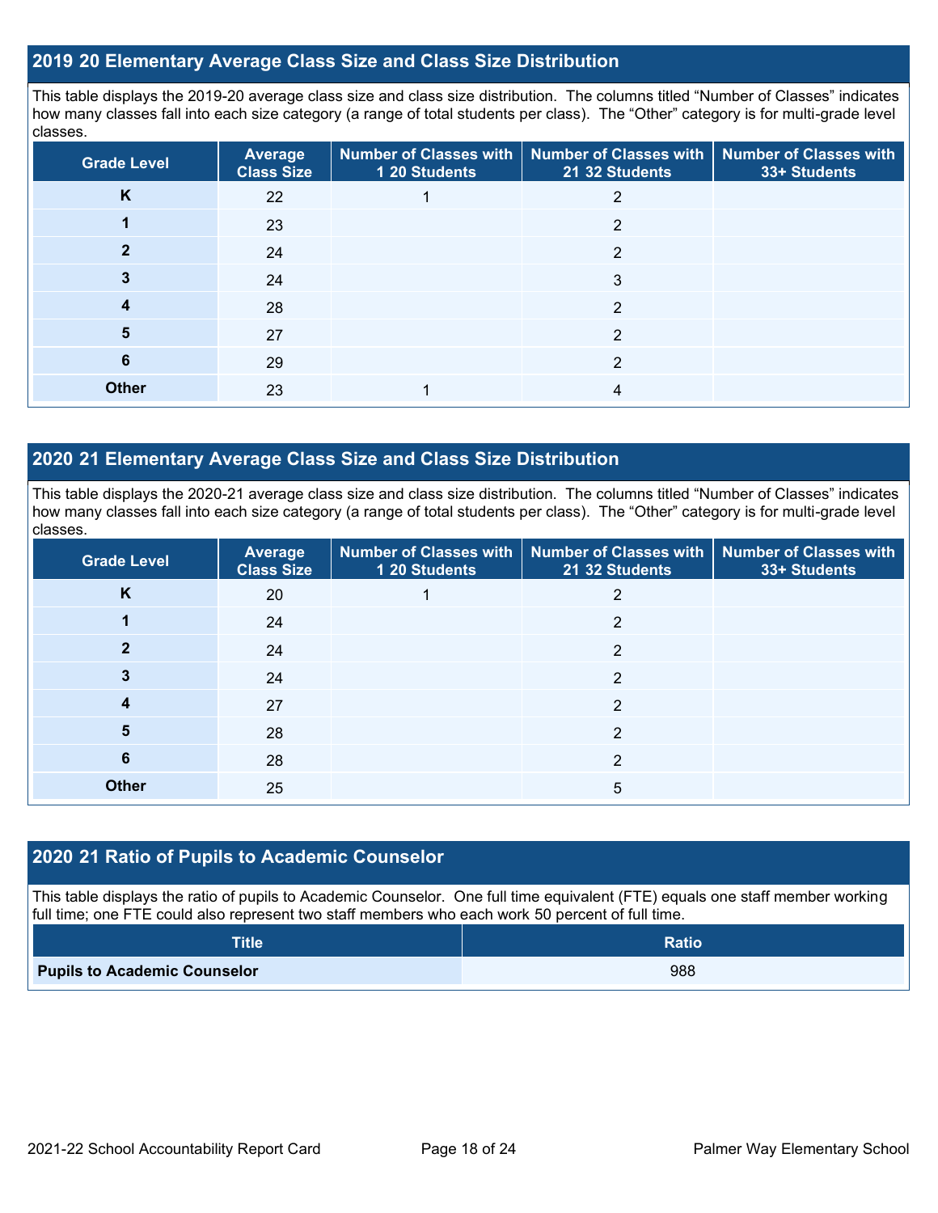## 2019 20 Elementary Average Class Size and Class Size Distribution

This table displays the 2019-20 average class size and class size distribution. The columns titled "Number of Classes" indicates how many classes fall into each size category (a range of total students per class). The "Other" category is for multi-grade level classes.

| Grade Level | Average Class Size | Number of Classes with 1 20 Students | Number of Classes with 21 32 Students | Number of Classes with 33+ Students |
|---|---|---|---|---|
| K | 22 | 1 | 2 | |
| 1 | 23 | | 2 | |
| 2 | 24 | | 2 | |
| 3 | 24 | | 3 | |
| 4 | 28 | | 2 | |
| 5 | 27 | | 2 | |
| 6 | 29 | | 2 | |
| Other | 23 | 1 | 4 | |

## 2020 21 Elementary Average Class Size and Class Size Distribution

This table displays the 2020-21 average class size and class size distribution. The columns titled "Number of Classes" indicates how many classes fall into each size category (a range of total students per class). The "Other" category is for multi-grade level classes.

| Grade Level | Average Class Size | Number of Classes with 1 20 Students | Number of Classes with 21 32 Students | Number of Classes with 33+ Students |
|---|---|---|---|---|
| K | 20 | 1 | 2 | |
| 1 | 24 | | 2 | |
| 2 | 24 | | 2 | |
| 3 | 24 | | 2 | |
| 4 | 27 | | 2 | |
| 5 | 28 | | 2 | |
| 6 | 28 | | 2 | |
| Other | 25 | | 5 | |

## 2020 21 Ratio of Pupils to Academic Counselor

This table displays the ratio of pupils to Academic Counselor. One full time equivalent (FTE) equals one staff member working full time; one FTE could also represent two staff members who each work 50 percent of full time.

| Title | Ratio |
|---|---|
| **Pupils to Academic Counselor** | 988 |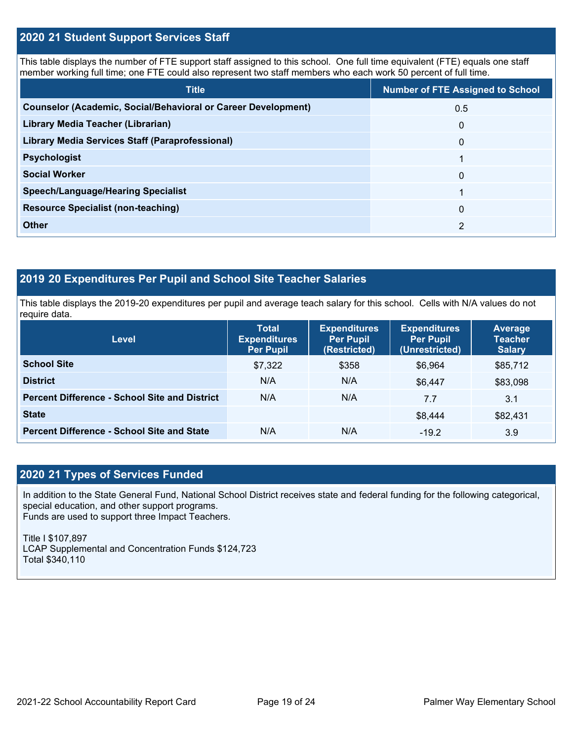## 2020 21 Student Support Services Staff

This table displays the number of FTE support staff assigned to this school. One full time equivalent (FTE) equals one staff member working full time; one FTE could also represent two staff members who each work 50 percent of full time.

| Title | Number of FTE Assigned to School |
| --- | --- |
| Counselor (Academic, Social/Behavioral or Career Development) | 0.5 |
| Library Media Teacher (Librarian) | 0 |
| Library Media Services Staff (Paraprofessional) | 0 |
| Psychologist | 1 |
| Social Worker | 0 |
| Speech/Language/Hearing Specialist | 1 |
| Resource Specialist (non-teaching) | 0 |
| Other | 2 |

## 2019 20 Expenditures Per Pupil and School Site Teacher Salaries

This table displays the 2019-20 expenditures per pupil and average teach salary for this school. Cells with N/A values do not require data.

| Level | Total Expenditures Per Pupil | Expenditures Per Pupil (Restricted) | Expenditures Per Pupil (Unrestricted) | Average Teacher Salary |
| --- | --- | --- | --- | --- |
| School Site | $7,322 | $358 | $6,964 | $85,712 |
| District | N/A | N/A | $6,447 | $83,098 |
| Percent Difference - School Site and District | N/A | N/A | 7.7 | 3.1 |
| State | | | $8,444 | $82,431 |
| Percent Difference - School Site and State | N/A | N/A | -19.2 | 3.9 |

## 2020 21 Types of Services Funded

In addition to the State General Fund, National School District receives state and federal funding for the following categorical, special education, and other support programs.
Funds are used to support three Impact Teachers.

Title I $107,897
LCAP Supplemental and Concentration Funds $124,723
Total $340,110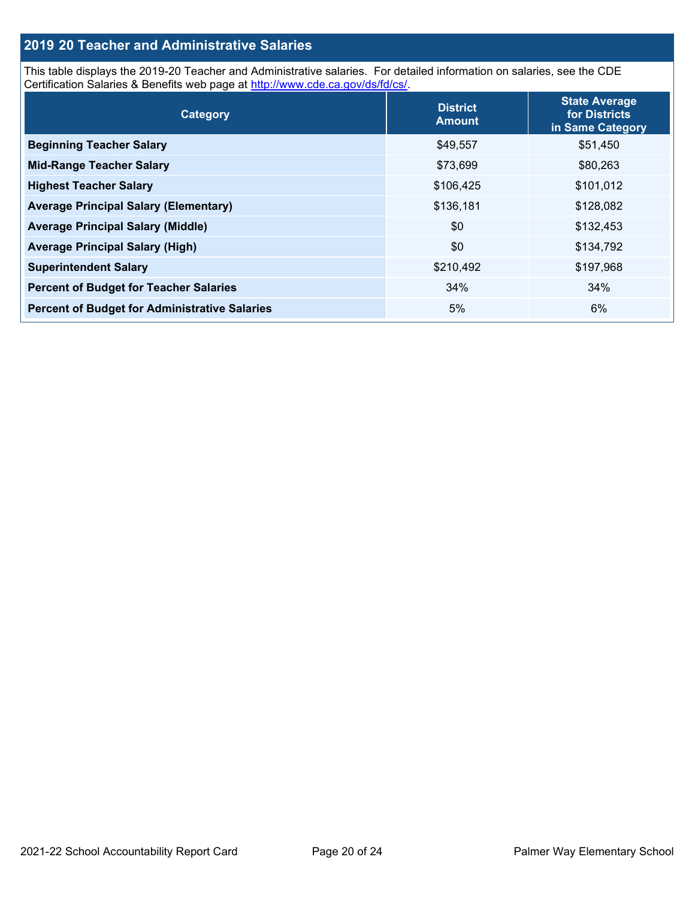## 2019 20 Teacher and Administrative Salaries

This table displays the 2019-20 Teacher and Administrative salaries. For detailed information on salaries, see the CDE Certification Salaries & Benefits web page at http://www.cde.ca.gov/ds/fd/cs/.

| Category | District Amount | State Average for Districts in Same Category |
|---|---|---|
| Beginning Teacher Salary | $49,557 | $51,450 |
| Mid-Range Teacher Salary | $73,699 | $80,263 |
| Highest Teacher Salary | $106,425 | $101,012 |
| Average Principal Salary (Elementary) | $136,181 | $128,082 |
| Average Principal Salary (Middle) | $0 | $132,453 |
| Average Principal Salary (High) | $0 | $134,792 |
| Superintendent Salary | $210,492 | $197,968 |
| Percent of Budget for Teacher Salaries | 34% | 34% |
| Percent of Budget for Administrative Salaries | 5% | 6% |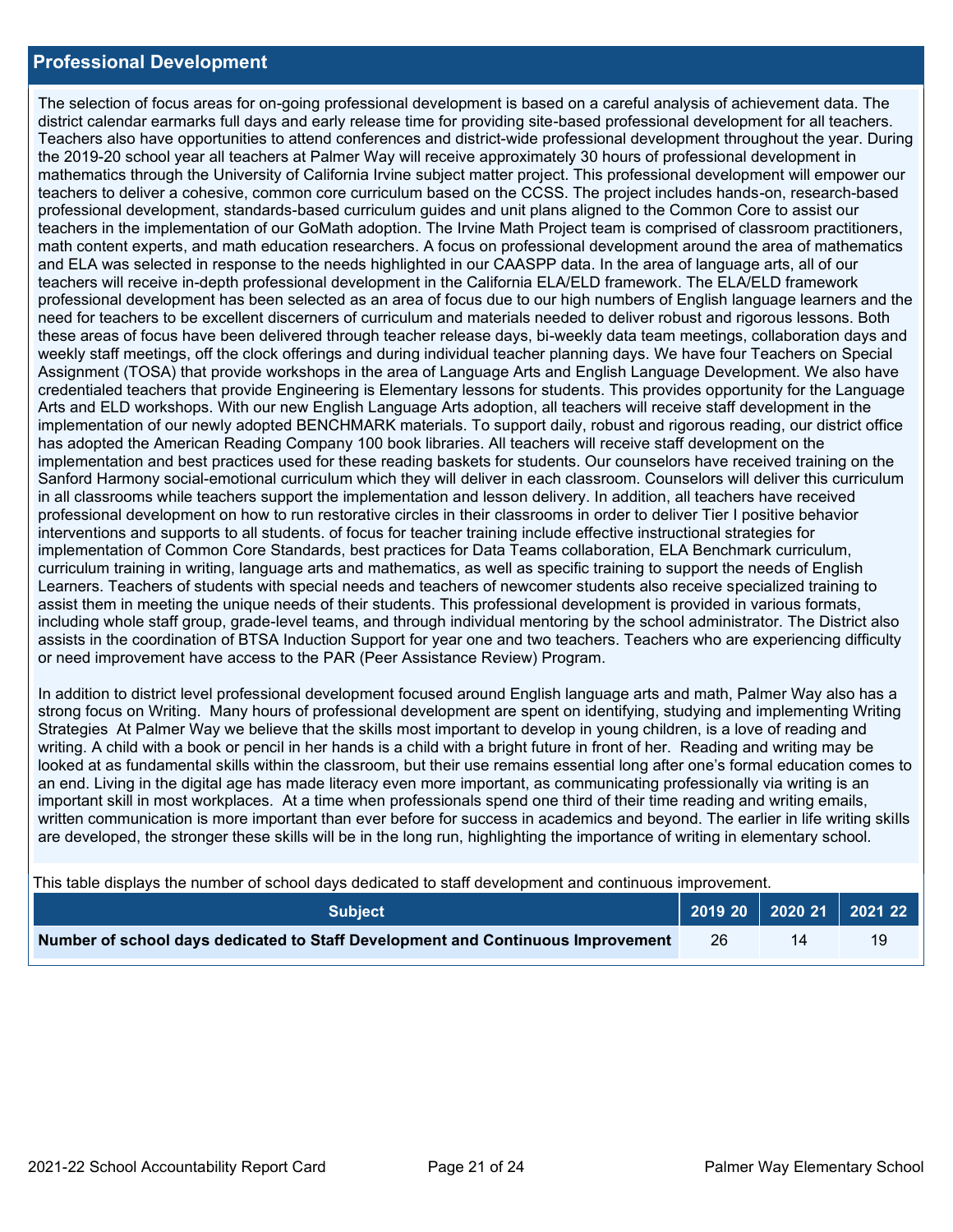## Professional Development

The selection of focus areas for on-going professional development is based on a careful analysis of achievement data. The district calendar earmarks full days and early release time for providing site-based professional development for all teachers. Teachers also have opportunities to attend conferences and district-wide professional development throughout the year. During the 2019-20 school year all teachers at Palmer Way will receive approximately 30 hours of professional development in mathematics through the University of California Irvine subject matter project. This professional development will empower our teachers to deliver a cohesive, common core curriculum based on the CCSS. The project includes hands-on, research-based professional development, standards-based curriculum guides and unit plans aligned to the Common Core to assist our teachers in the implementation of our GoMath adoption. The Irvine Math Project team is comprised of classroom practitioners, math content experts, and math education researchers. A focus on professional development around the area of mathematics and ELA was selected in response to the needs highlighted in our CAASPP data. In the area of language arts, all of our teachers will receive in-depth professional development in the California ELA/ELD framework. The ELA/ELD framework professional development has been selected as an area of focus due to our high numbers of English language learners and the need for teachers to be excellent discerners of curriculum and materials needed to deliver robust and rigorous lessons. Both these areas of focus have been delivered through teacher release days, bi-weekly data team meetings, collaboration days and weekly staff meetings, off the clock offerings and during individual teacher planning days. We have four Teachers on Special Assignment (TOSA) that provide workshops in the area of Language Arts and English Language Development. We also have credentialed teachers that provide Engineering is Elementary lessons for students. This provides opportunity for the Language Arts and ELD workshops. With our new English Language Arts adoption, all teachers will receive staff development in the implementation of our newly adopted BENCHMARK materials. To support daily, robust and rigorous reading, our district office has adopted the American Reading Company 100 book libraries. All teachers will receive staff development on the implementation and best practices used for these reading baskets for students. Our counselors have received training on the Sanford Harmony social-emotional curriculum which they will deliver in each classroom. Counselors will deliver this curriculum in all classrooms while teachers support the implementation and lesson delivery. In addition, all teachers have received professional development on how to run restorative circles in their classrooms in order to deliver Tier I positive behavior interventions and supports to all students. of focus for teacher training include effective instructional strategies for implementation of Common Core Standards, best practices for Data Teams collaboration, ELA Benchmark curriculum, curriculum training in writing, language arts and mathematics, as well as specific training to support the needs of English Learners. Teachers of students with special needs and teachers of newcomer students also receive specialized training to assist them in meeting the unique needs of their students. This professional development is provided in various formats, including whole staff group, grade-level teams, and through individual mentoring by the school administrator. The District also assists in the coordination of BTSA Induction Support for year one and two teachers. Teachers who are experiencing difficulty or need improvement have access to the PAR (Peer Assistance Review) Program.

In addition to district level professional development focused around English language arts and math, Palmer Way also has a strong focus on Writing. Many hours of professional development are spent on identifying, studying and implementing Writing Strategies At Palmer Way we believe that the skills most important to develop in young children, is a love of reading and writing. A child with a book or pencil in her hands is a child with a bright future in front of her. Reading and writing may be looked at as fundamental skills within the classroom, but their use remains essential long after one's formal education comes to an end. Living in the digital age has made literacy even more important, as communicating professionally via writing is an important skill in most workplaces. At a time when professionals spend one third of their time reading and writing emails, written communication is more important than ever before for success in academics and beyond. The earlier in life writing skills are developed, the stronger these skills will be in the long run, highlighting the importance of writing in elementary school.

This table displays the number of school days dedicated to staff development and continuous improvement.

| Subject | 2019 20 | 2020 21 | 2021 22 |
|---|---|---|---|
| **Number of school days dedicated to Staff Development and Continuous Improvement** | 26 | 14 | 19 |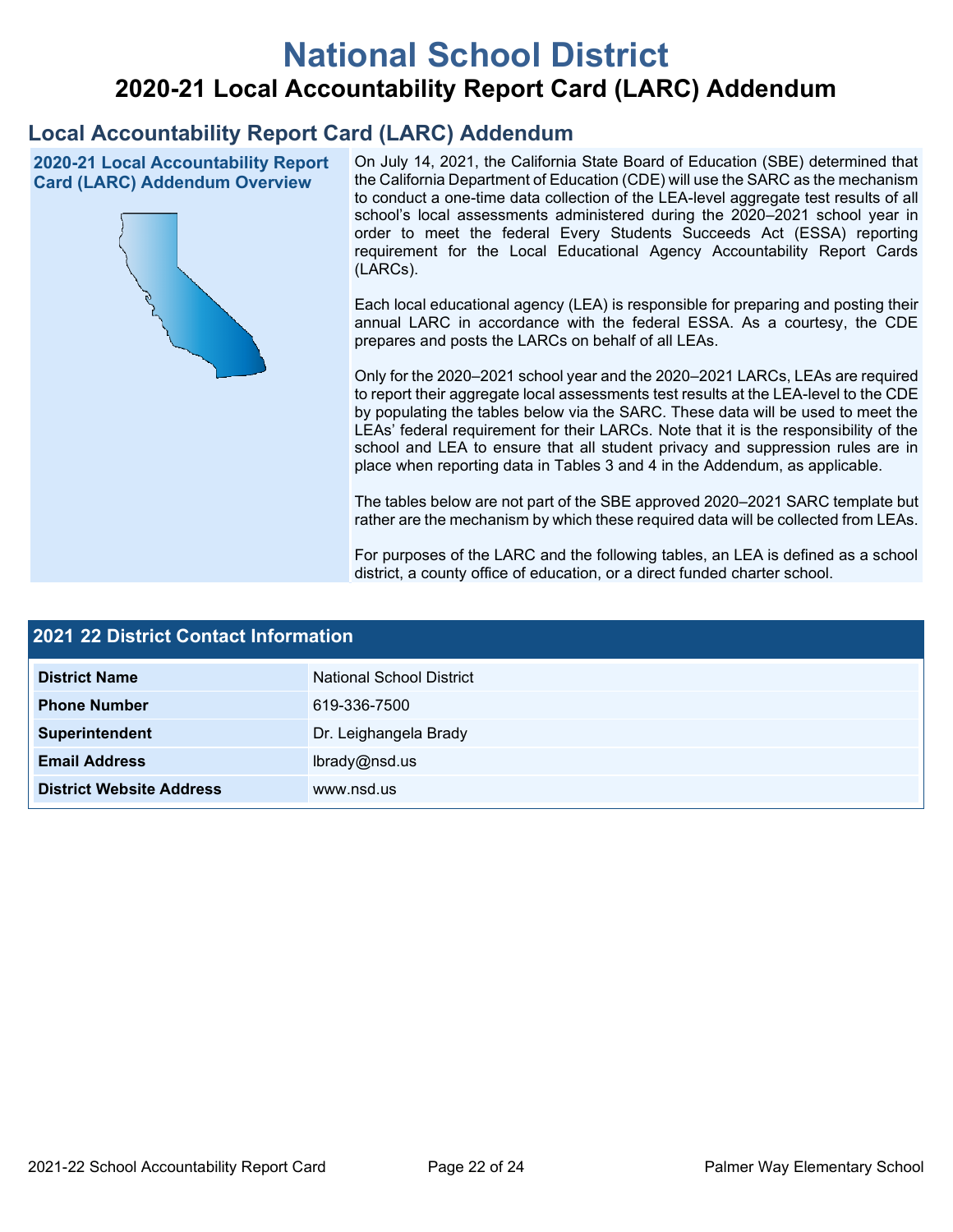# National School District

## 2020-21 Local Accountability Report Card (LARC) Addendum

## Local Accountability Report Card (LARC) Addendum

### 2020-21 Local Accountability Report Card (LARC) Addendum Overview

On July 14, 2021, the California State Board of Education (SBE) determined that the California Department of Education (CDE) will use the SARC as the mechanism to conduct a one-time data collection of the LEA-level aggregate test results of all school's local assessments administered during the 2020–2021 school year in order to meet the federal Every Students Succeeds Act (ESSA) reporting requirement for the Local Educational Agency Accountability Report Cards (LARCs).

Each local educational agency (LEA) is responsible for preparing and posting their annual LARC in accordance with the federal ESSA. As a courtesy, the CDE prepares and posts the LARCs on behalf of all LEAs.

Only for the 2020–2021 school year and the 2020–2021 LARCs, LEAs are required to report their aggregate local assessments test results at the LEA-level to the CDE by populating the tables below via the SARC. These data will be used to meet the LEAs' federal requirement for their LARCs. Note that it is the responsibility of the school and LEA to ensure that all student privacy and suppression rules are in place when reporting data in Tables 3 and 4 in the Addendum, as applicable.

The tables below are not part of the SBE approved 2020–2021 SARC template but rather are the mechanism by which these required data will be collected from LEAs.

For purposes of the LARC and the following tables, an LEA is defined as a school district, a county office of education, or a direct funded charter school.

### 2021 22 District Contact Information

| 2021 22 District Contact Information | |
|---|---|
| **District Name** | National School District |
| **Phone Number** | 619-336-7500 |
| **Superintendent** | Dr. Leighangela Brady |
| **Email Address** | lbrady@nsd.us |
| **District Website Address** | www.nsd.us |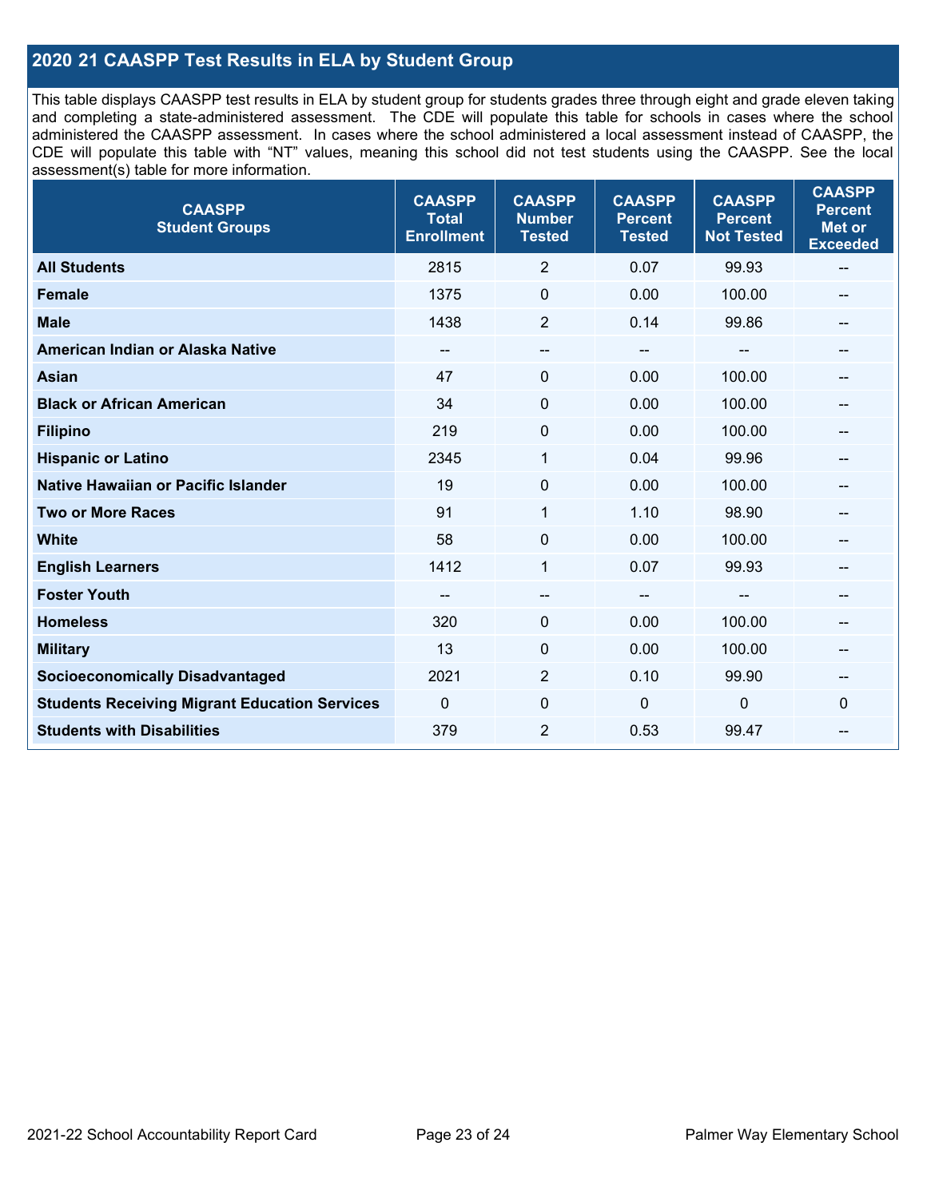## 2020 21 CAASPP Test Results in ELA by Student Group

This table displays CAASPP test results in ELA by student group for students grades three through eight and grade eleven taking and completing a state-administered assessment. The CDE will populate this table for schools in cases where the school administered the CAASPP assessment. In cases where the school administered a local assessment instead of CAASPP, the CDE will populate this table with "NT" values, meaning this school did not test students using the CAASPP. See the local assessment(s) table for more information.

| CAASPP Student Groups | CAASPP Total Enrollment | CAASPP Number Tested | CAASPP Percent Tested | CAASPP Percent Not Tested | CAASPP Percent Met or Exceeded |
|---|---|---|---|---|---|
| **All Students** | 2815 | 2 | 0.07 | 99.93 | -- |
| **Female** | 1375 | 0 | 0.00 | 100.00 | -- |
| **Male** | 1438 | 2 | 0.14 | 99.86 | -- |
| **American Indian or Alaska Native** | -- | -- | -- | -- | -- |
| **Asian** | 47 | 0 | 0.00 | 100.00 | -- |
| **Black or African American** | 34 | 0 | 0.00 | 100.00 | -- |
| **Filipino** | 219 | 0 | 0.00 | 100.00 | -- |
| **Hispanic or Latino** | 2345 | 1 | 0.04 | 99.96 | -- |
| **Native Hawaiian or Pacific Islander** | 19 | 0 | 0.00 | 100.00 | -- |
| **Two or More Races** | 91 | 1 | 1.10 | 98.90 | -- |
| **White** | 58 | 0 | 0.00 | 100.00 | -- |
| **English Learners** | 1412 | 1 | 0.07 | 99.93 | -- |
| **Foster Youth** | -- | -- | -- | -- | -- |
| **Homeless** | 320 | 0 | 0.00 | 100.00 | -- |
| **Military** | 13 | 0 | 0.00 | 100.00 | -- |
| **Socioeconomically Disadvantaged** | 2021 | 2 | 0.10 | 99.90 | -- |
| **Students Receiving Migrant Education Services** | 0 | 0 | 0 | 0 | 0 |
| **Students with Disabilities** | 379 | 2 | 0.53 | 99.47 | -- |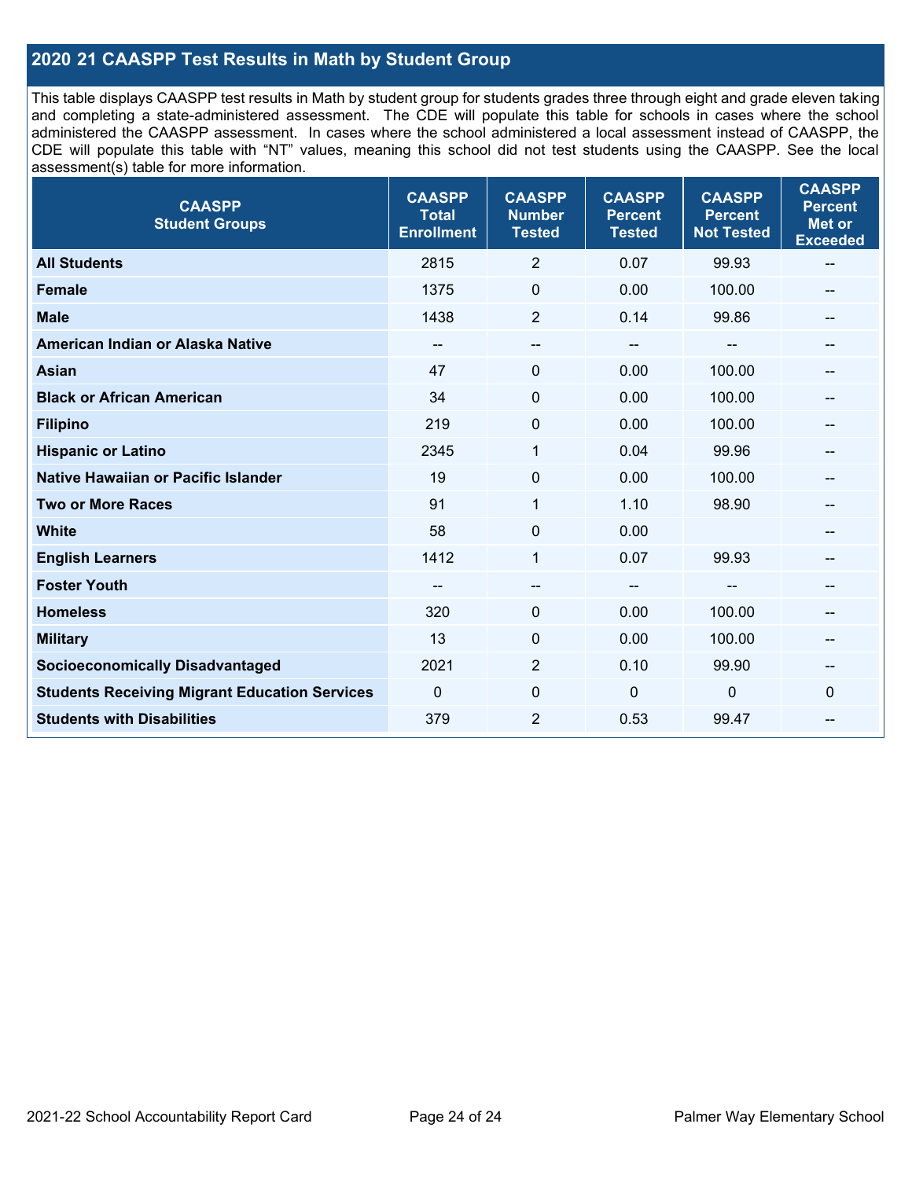## 2020 21 CAASPP Test Results in Math by Student Group

This table displays CAASPP test results in Math by student group for students grades three through eight and grade eleven taking and completing a state-administered assessment. The CDE will populate this table for schools in cases where the school administered the CAASPP assessment. In cases where the school administered a local assessment instead of CAASPP, the CDE will populate this table with "NT" values, meaning this school did not test students using the CAASPP. See the local assessment(s) table for more information.

| CAASPP Student Groups | CAASPP Total Enrollment | CAASPP Number Tested | CAASPP Percent Tested | CAASPP Percent Not Tested | CAASPP Percent Met or Exceeded |
|---|---|---|---|---|---|
| **All Students** | 2815 | 2 | 0.07 | 99.93 | -- |
| **Female** | 1375 | 0 | 0.00 | 100.00 | -- |
| **Male** | 1438 | 2 | 0.14 | 99.86 | -- |
| **American Indian or Alaska Native** | -- | -- | -- | -- | -- |
| **Asian** | 47 | 0 | 0.00 | 100.00 | -- |
| **Black or African American** | 34 | 0 | 0.00 | 100.00 | -- |
| **Filipino** | 219 | 0 | 0.00 | 100.00 | -- |
| **Hispanic or Latino** | 2345 | 1 | 0.04 | 99.96 | -- |
| **Native Hawaiian or Pacific Islander** | 19 | 0 | 0.00 | 100.00 | -- |
| **Two or More Races** | 91 | 1 | 1.10 | 98.90 | -- |
| **White** | 58 | 0 | 0.00 | | -- |
| **English Learners** | 1412 | 1 | 0.07 | 99.93 | -- |
| **Foster Youth** | -- | -- | -- | -- | -- |
| **Homeless** | 320 | 0 | 0.00 | 100.00 | -- |
| **Military** | 13 | 0 | 0.00 | 100.00 | -- |
| **Socioeconomically Disadvantaged** | 2021 | 2 | 0.10 | 99.90 | -- |
| **Students Receiving Migrant Education Services** | 0 | 0 | 0 | 0 | 0 |
| **Students with Disabilities** | 379 | 2 | 0.53 | 99.47 | -- |